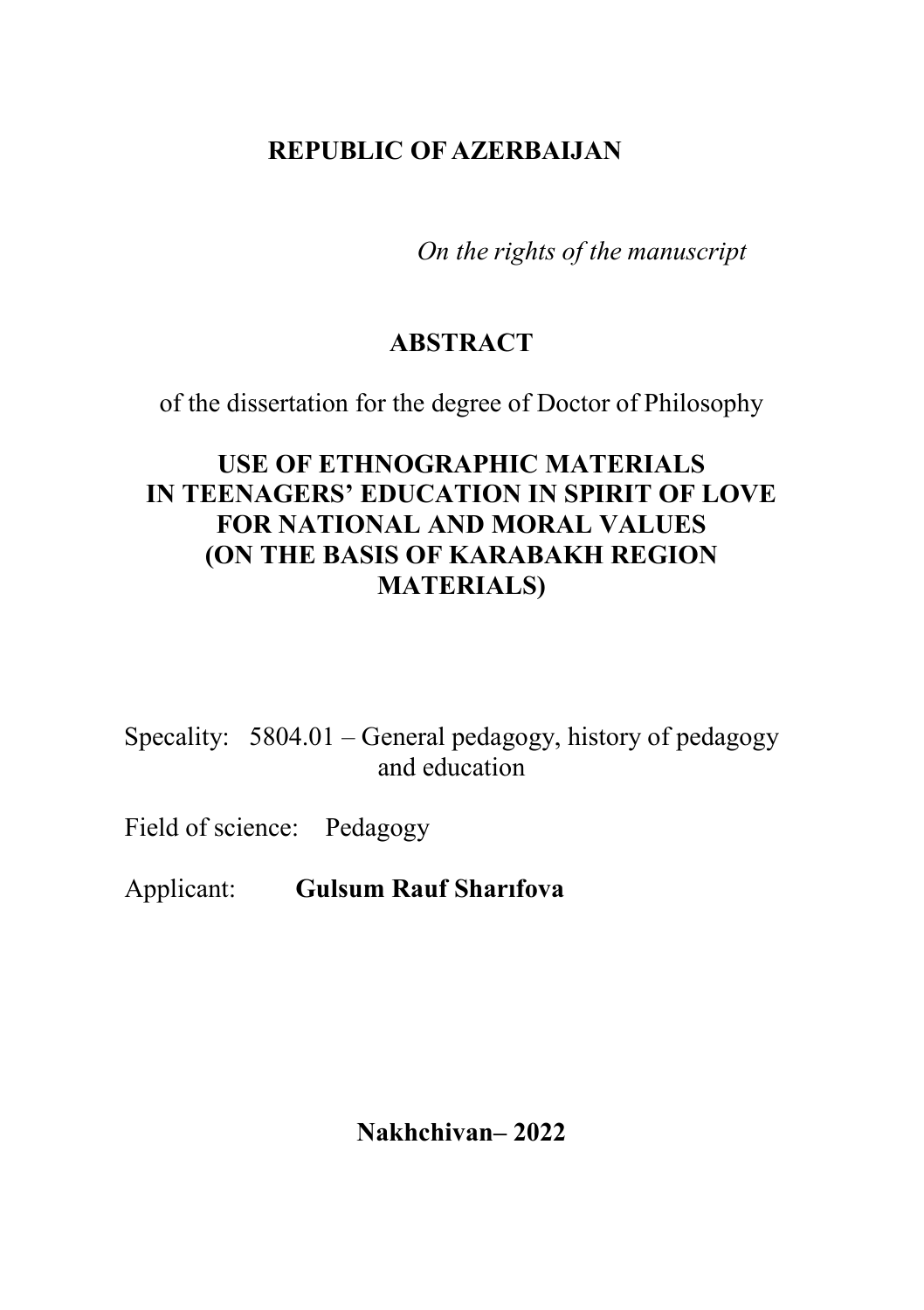**REPUBLIC OF AZERBAIJAN**

*On the rights of the manuscript*

# ABSTRACT

of the dissertation for the degree of Doctor of Philosophy

## USE OF ETHNOGRAPHIC MATERIALS IN TEENAGERS' EDUCATION IN SPIRIT OF LOVE FOR NATIONAL AND MORAL VALUES (ON THE BASIS OF KARABAKH REGION MATERIALS)

Specality: 5804.01 – General pedagogy, history of pedagogy and education

Field of science: Pedagogy

Applicant: **Gulsum Rauf Sharıfova**

**Nakhchivan– 2022**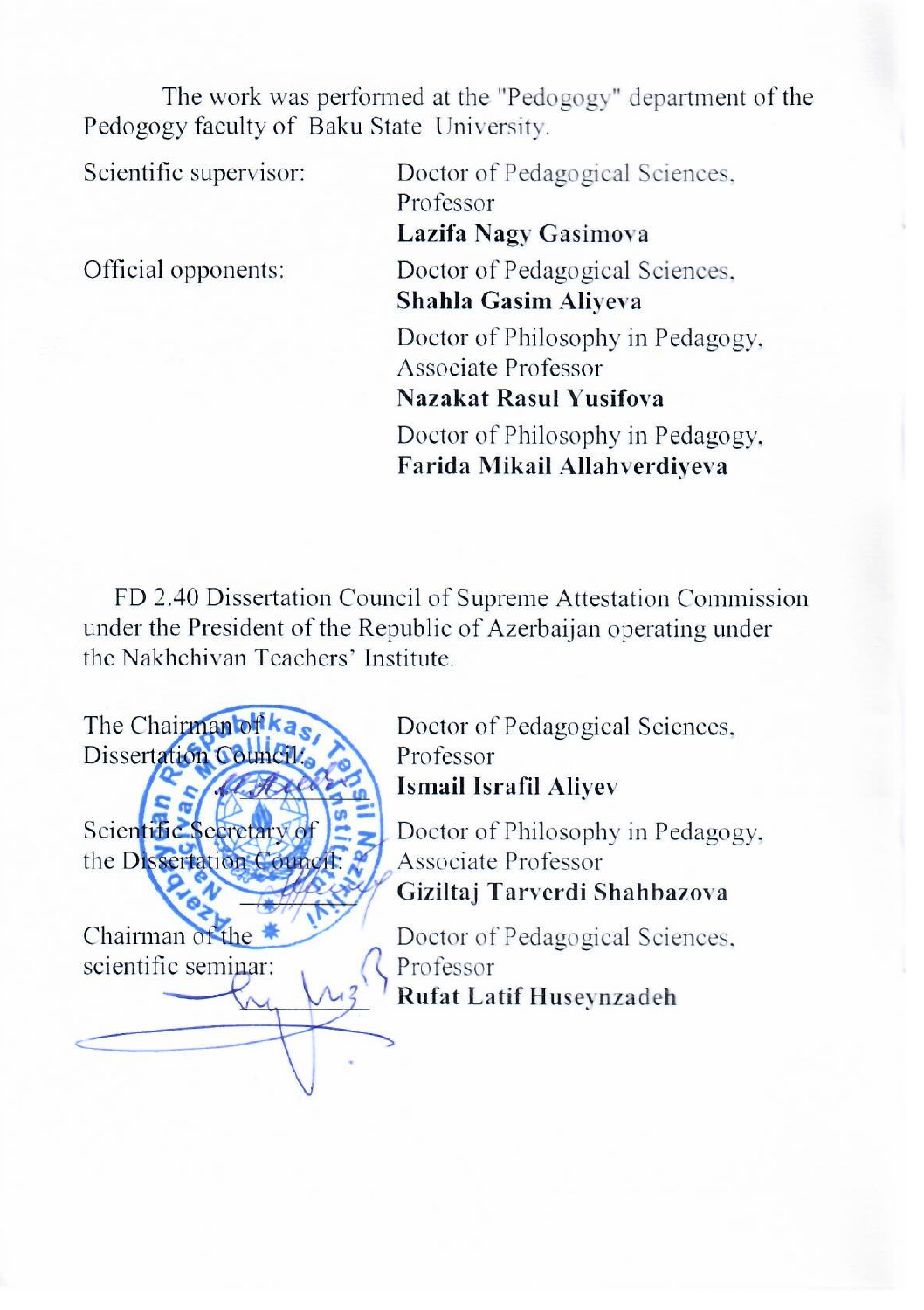The work was performed at the "Pedogogy" department of the Pedogogy faculty of Baku State University.

| | |
|---|---|
| Scientific supervisor: | Doctor of Pedagogical Sciences, Professor **Lazifa Nagy Gasimova** |
| Official opponents: | Doctor of Pedagogical Sciences, **Shahla Gasim Aliyeva** |
| | Doctor of Philosophy in Pedagogy, Associate Professor **Nazakat Rasul Yusifova** |
| | Doctor of Philosophy in Pedagogy, **Farida Mikail Allahverdiyeva** |

FD 2.40 Dissertation Council of Supreme Attestation Commission under the President of the Republic of Azerbaijan operating under the Nakhchivan Teachers' Institute.

| | |
|---|---|
| The Chairman of Dissertation Council: | Doctor of Pedagogical Sciences, Professor **Ismail Israfil Aliyev** |
| Scientific Secretary of the Dissertation Council: | Doctor of Philosophy in Pedagogy, Associate Professor **Giziltaj Tarverdi Shahbazova** |
| Chairman of the scientific seminar: | Doctor of Pedagogical Sciences, Professor **Rufat Latif Huseynzadeh** |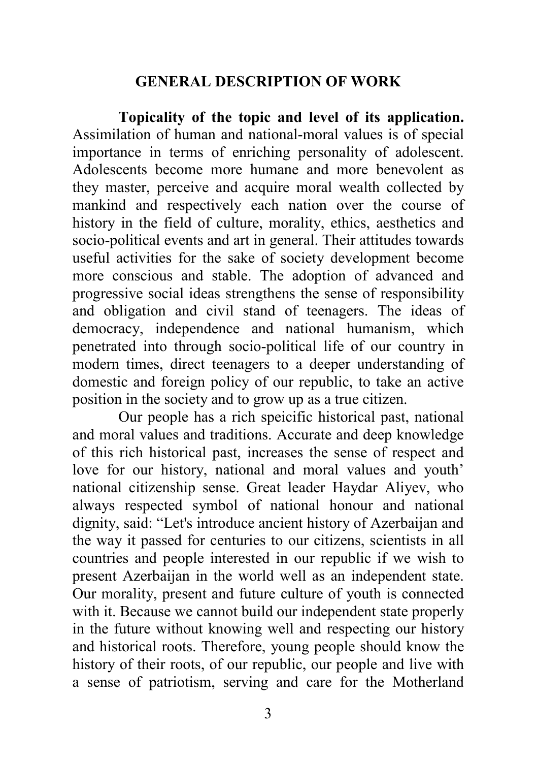## GENERAL DESCRIPTION OF WORK

**Topicality of the topic and level of its application.** Assimilation of human and national-moral values is of special importance in terms of enriching personality of adolescent. Adolescents become more humane and more benevolent as they master, perceive and acquire moral wealth collected by mankind and respectively each nation over the course of history in the field of culture, morality, ethics, aesthetics and socio-political events and art in general. Their attitudes towards useful activities for the sake of society development become more conscious and stable. The adoption of advanced and progressive social ideas strengthens the sense of responsibility and obligation and civil stand of teenagers. The ideas of democracy, independence and national humanism, which penetrated into through socio-political life of our country in modern times, direct teenagers to a deeper understanding of domestic and foreign policy of our republic, to take an active position in the society and to grow up as a true citizen.

Our people has a rich speicific historical past, national and moral values and traditions. Accurate and deep knowledge of this rich historical past, increases the sense of respect and love for our history, national and moral values and youth' national citizenship sense. Great leader Haydar Aliyev, who always respected symbol of national honour and national dignity, said: "Let's introduce ancient history of Azerbaijan and the way it passed for centuries to our citizens, scientists in all countries and people interested in our republic if we wish to present Azerbaijan in the world well as an independent state. Our morality, present and future culture of youth is connected with it. Because we cannot build our independent state properly in the future without knowing well and respecting our history and historical roots. Therefore, young people should know the history of their roots, of our republic, our people and live with a sense of patriotism, serving and care for the Motherland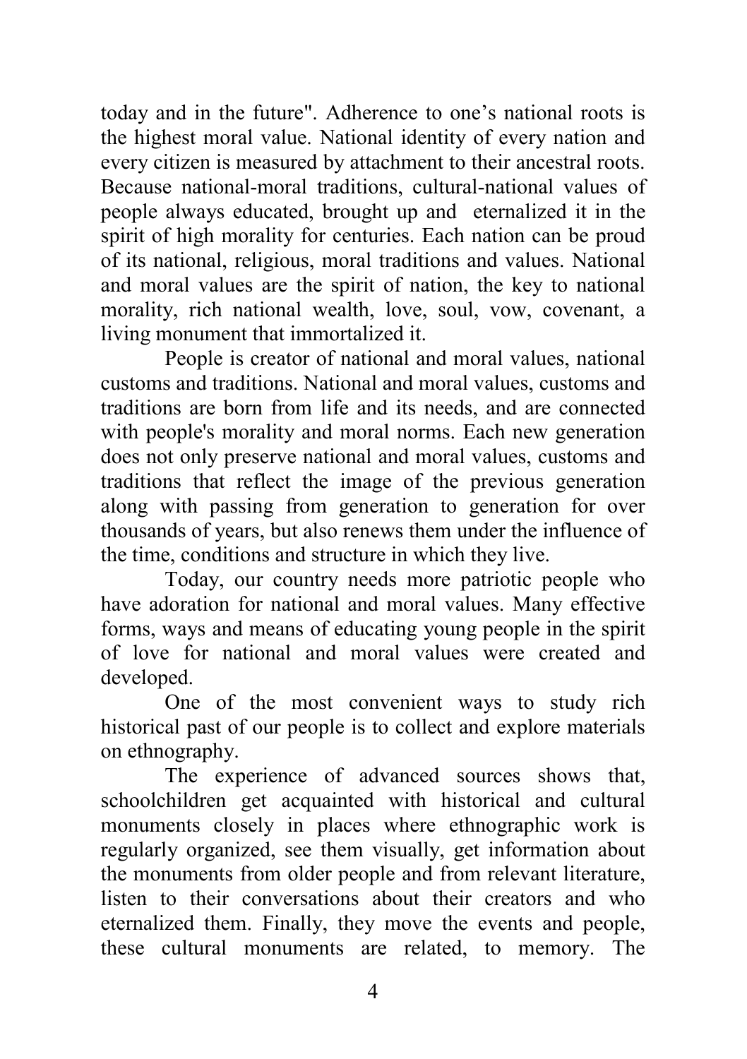today and in the future". Adherence to one's national roots is the highest moral value. National identity of every nation and every citizen is measured by attachment to their ancestral roots. Because national-moral traditions, cultural-national values of people always educated, brought up and eternalized it in the spirit of high morality for centuries. Each nation can be proud of its national, religious, moral traditions and values. National and moral values are the spirit of nation, the key to national morality, rich national wealth, love, soul, vow, covenant, a living monument that immortalized it.

People is creator of national and moral values, national customs and traditions. National and moral values, customs and traditions are born from life and its needs, and are connected with people's morality and moral norms. Each new generation does not only preserve national and moral values, customs and traditions that reflect the image of the previous generation along with passing from generation to generation for over thousands of years, but also renews them under the influence of the time, conditions and structure in which they live.

Today, our country needs more patriotic people who have adoration for national and moral values. Many effective forms, ways and means of educating young people in the spirit of love for national and moral values were created and developed.

One of the most convenient ways to study rich historical past of our people is to collect and explore materials on ethnography.

The experience of advanced sources shows that, schoolchildren get acquainted with historical and cultural monuments closely in places where ethnographic work is regularly organized, see them visually, get information about the monuments from older people and from relevant literature, listen to their conversations about their creators and who eternalized them. Finally, they move the events and people, these cultural monuments are related, to memory. The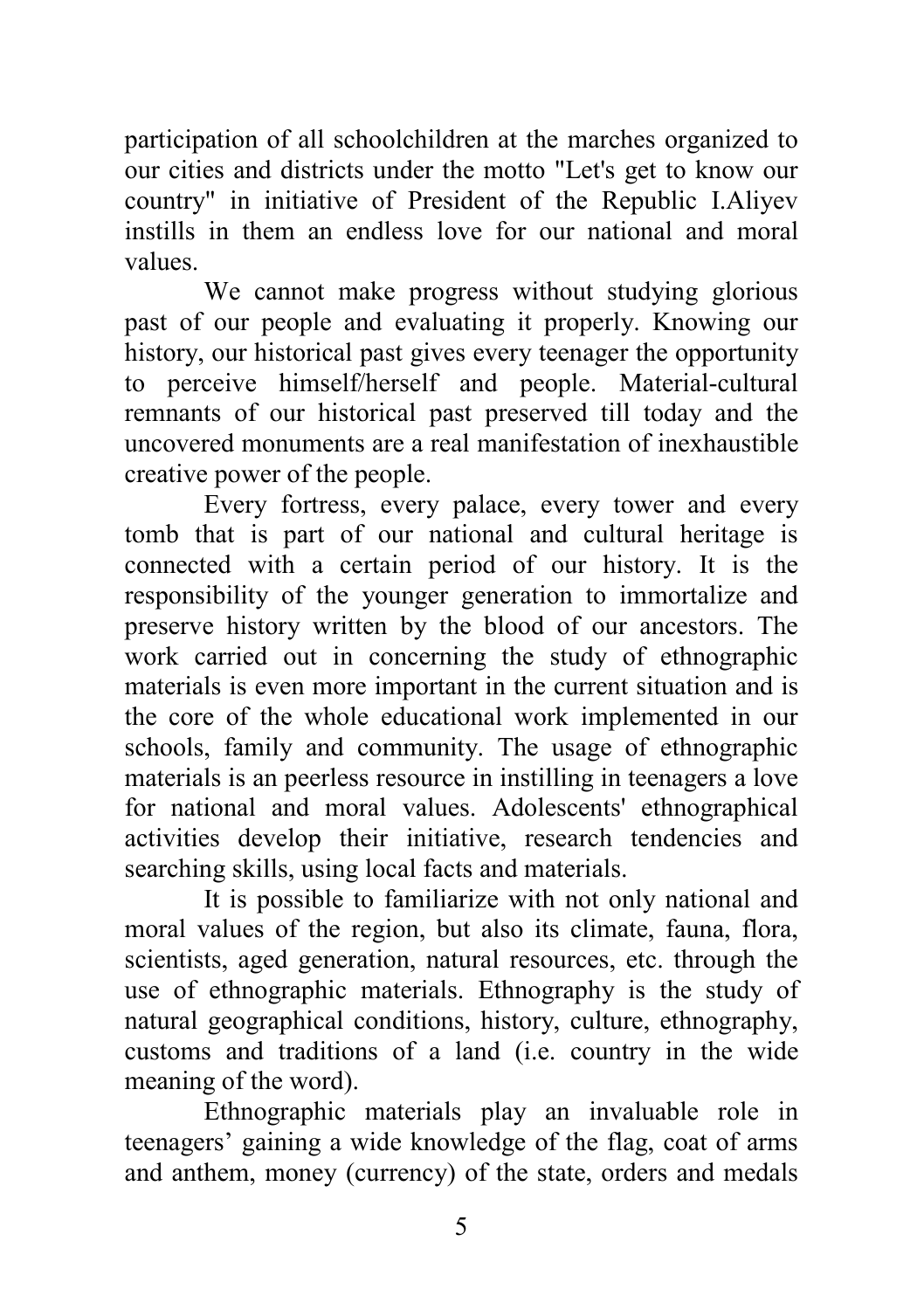participation of all schoolchildren at the marches organized to our cities and districts under the motto "Let's get to know our country" in initiative of President of the Republic I.Aliyev instills in them an endless love for our national and moral values.

We cannot make progress without studying glorious past of our people and evaluating it properly. Knowing our history, our historical past gives every teenager the opportunity to perceive himself/herself and people. Material-cultural remnants of our historical past preserved till today and the uncovered monuments are a real manifestation of inexhaustible creative power of the people.

Every fortress, every palace, every tower and every tomb that is part of our national and cultural heritage is connected with a certain period of our history. It is the responsibility of the younger generation to immortalize and preserve history written by the blood of our ancestors. The work carried out in concerning the study of ethnographic materials is even more important in the current situation and is the core of the whole educational work implemented in our schools, family and community. The usage of ethnographic materials is an peerless resource in instilling in teenagers a love for national and moral values. Adolescents' ethnographical activities develop their initiative, research tendencies and searching skills, using local facts and materials.

It is possible to familiarize with not only national and moral values of the region, but also its climate, fauna, flora, scientists, aged generation, natural resources, etc. through the use of ethnographic materials. Ethnography is the study of natural geographical conditions, history, culture, ethnography, customs and traditions of a land (i.e. country in the wide meaning of the word).

Ethnographic materials play an invaluable role in teenagers' gaining a wide knowledge of the flag, coat of arms and anthem, money (currency) of the state, orders and medals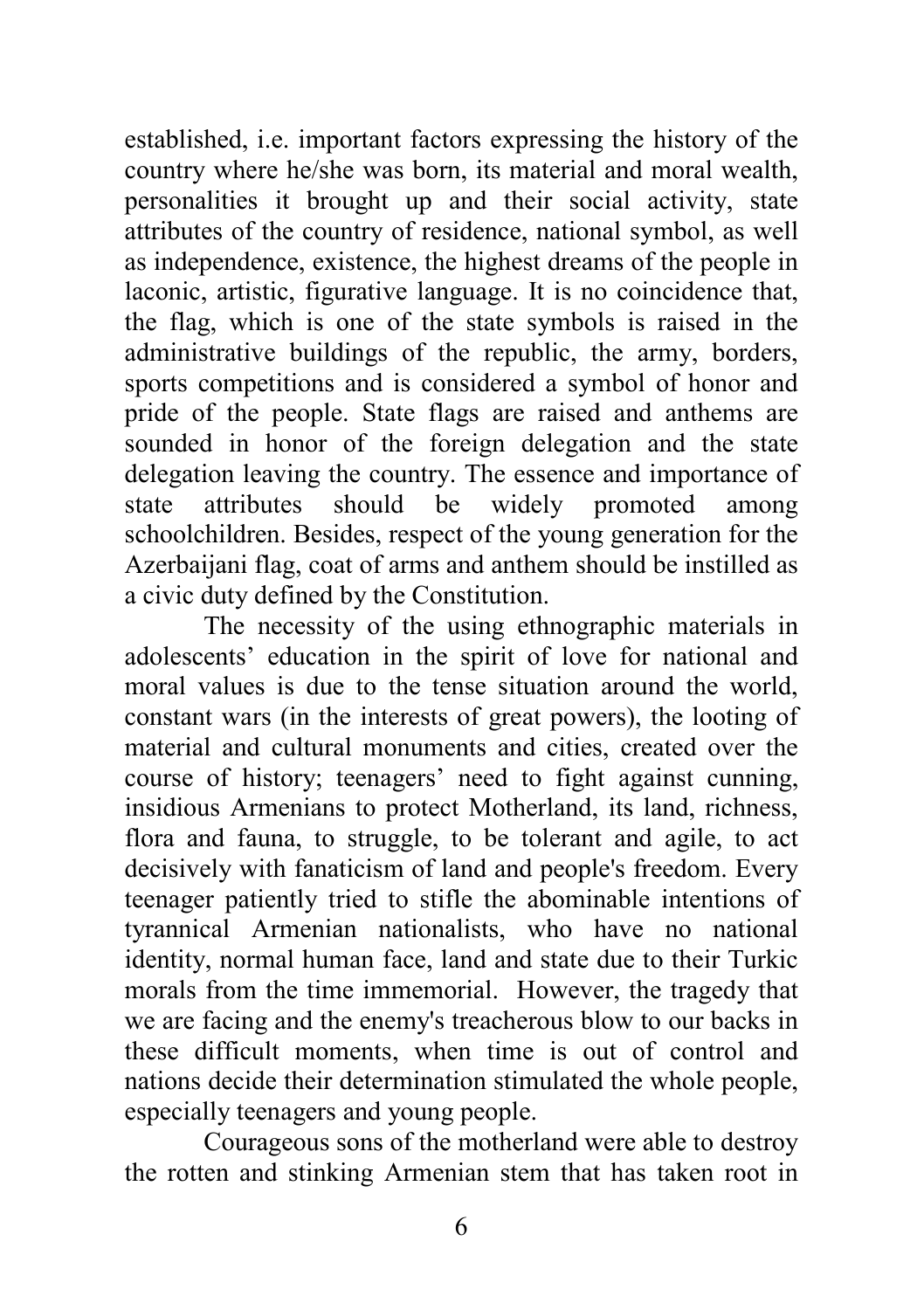established, i.e. important factors expressing the history of the country where he/she was born, its material and moral wealth, personalities it brought up and their social activity, state attributes of the country of residence, national symbol, as well as independence, existence, the highest dreams of the people in laconic, artistic, figurative language. It is no coincidence that, the flag, which is one of the state symbols is raised in the administrative buildings of the republic, the army, borders, sports competitions and is considered a symbol of honor and pride of the people. State flags are raised and anthems are sounded in honor of the foreign delegation and the state delegation leaving the country. The essence and importance of state attributes should be widely promoted among schoolchildren. Besides, respect of the young generation for the Azerbaijani flag, coat of arms and anthem should be instilled as a civic duty defined by the Constitution.

The necessity of the using ethnographic materials in adolescents' education in the spirit of love for national and moral values is due to the tense situation around the world, constant wars (in the interests of great powers), the looting of material and cultural monuments and cities, created over the course of history; teenagers' need to fight against cunning, insidious Armenians to protect Motherland, its land, richness, flora and fauna, to struggle, to be tolerant and agile, to act decisively with fanaticism of land and people's freedom. Every teenager patiently tried to stifle the abominable intentions of tyrannical Armenian nationalists, who have no national identity, normal human face, land and state due to their Turkic morals from the time immemorial. However, the tragedy that we are facing and the enemy's treacherous blow to our backs in these difficult moments, when time is out of control and nations decide their determination stimulated the whole people, especially teenagers and young people.

Courageous sons of the motherland were able to destroy the rotten and stinking Armenian stem that has taken root in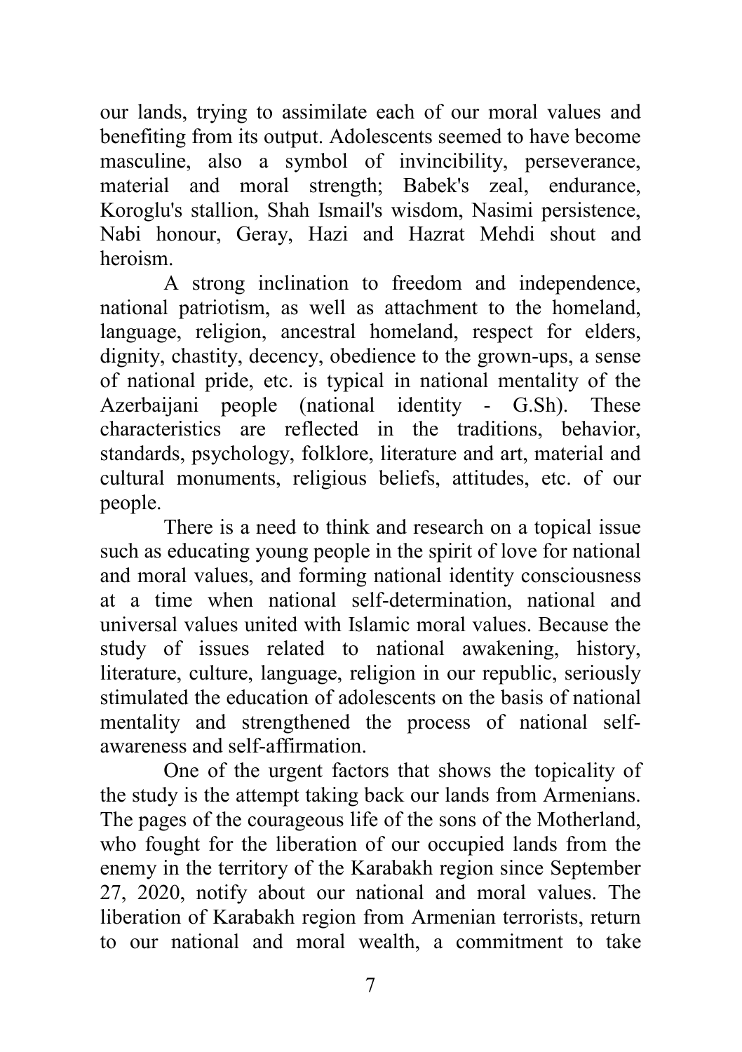our lands, trying to assimilate each of our moral values and benefiting from its output. Adolescents seemed to have become masculine, also a symbol of invincibility, perseverance, material and moral strength; Babek's zeal, endurance, Koroglu's stallion, Shah Ismail's wisdom, Nasimi persistence, Nabi honour, Geray, Hazi and Hazrat Mehdi shout and heroism.

A strong inclination to freedom and independence, national patriotism, as well as attachment to the homeland, language, religion, ancestral homeland, respect for elders, dignity, chastity, decency, obedience to the grown-ups, a sense of national pride, etc. is typical in national mentality of the Azerbaijani people (national identity - G.Sh). These characteristics are reflected in the traditions, behavior, standards, psychology, folklore, literature and art, material and cultural monuments, religious beliefs, attitudes, etc. of our people.

There is a need to think and research on a topical issue such as educating young people in the spirit of love for national and moral values, and forming national identity consciousness at a time when national self-determination, national and universal values united with Islamic moral values. Because the study of issues related to national awakening, history, literature, culture, language, religion in our republic, seriously stimulated the education of adolescents on the basis of national mentality and strengthened the process of national self-awareness and self-affirmation.

One of the urgent factors that shows the topicality of the study is the attempt taking back our lands from Armenians. The pages of the courageous life of the sons of the Motherland, who fought for the liberation of our occupied lands from the enemy in the territory of the Karabakh region since September 27, 2020, notify about our national and moral values. The liberation of Karabakh region from Armenian terrorists, return to our national and moral wealth, a commitment to take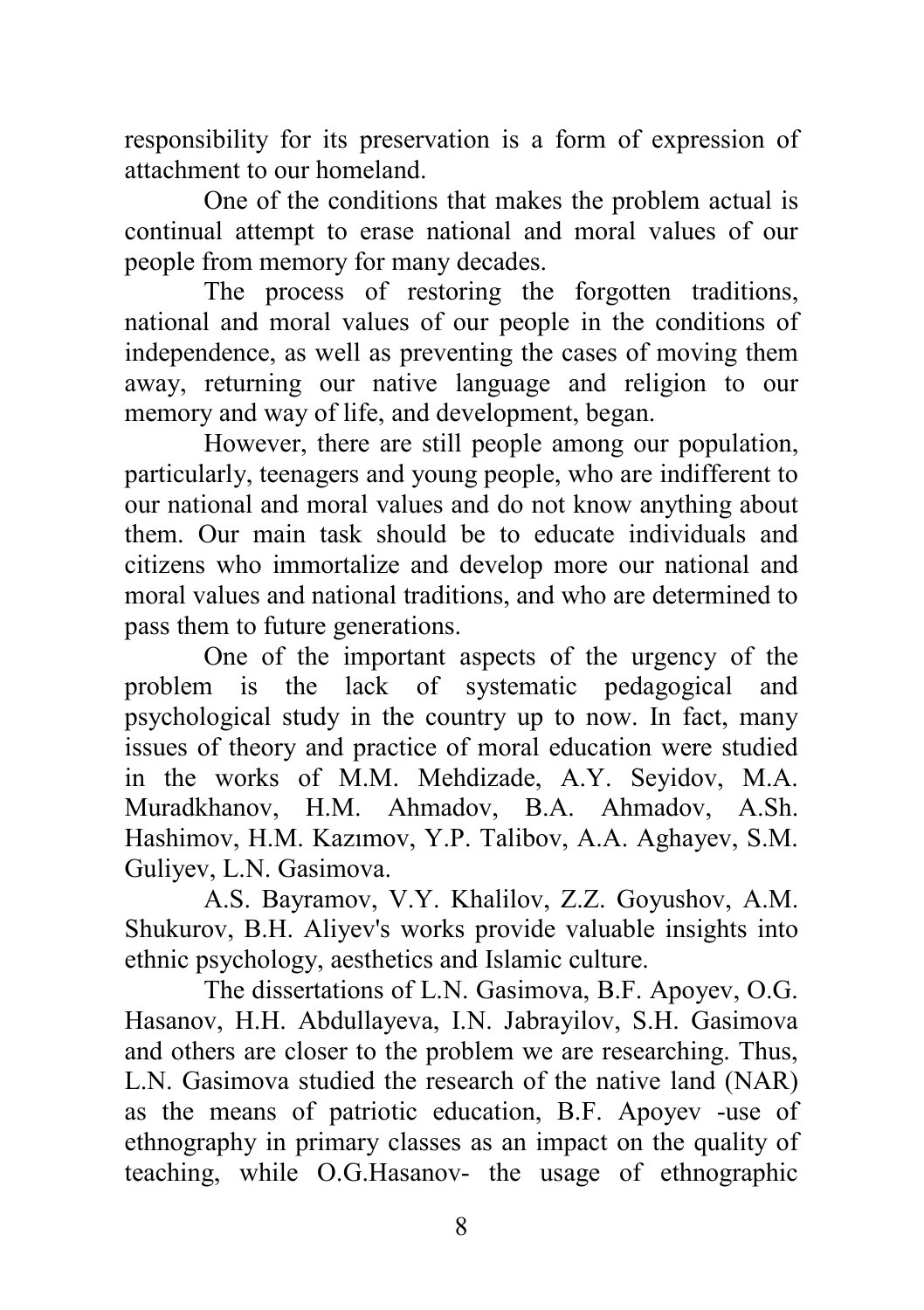responsibility for its preservation is a form of expression of attachment to our homeland.

One of the conditions that makes the problem actual is continual attempt to erase national and moral values of our people from memory for many decades.

The process of restoring the forgotten traditions, national and moral values of our people in the conditions of independence, as well as preventing the cases of moving them away, returning our native language and religion to our memory and way of life, and development, began.

However, there are still people among our population, particularly, teenagers and young people, who are indifferent to our national and moral values and do not know anything about them. Our main task should be to educate individuals and citizens who immortalize and develop more our national and moral values and national traditions, and who are determined to pass them to future generations.

One of the important aspects of the urgency of the problem is the lack of systematic pedagogical and psychological study in the country up to now. In fact, many issues of theory and practice of moral education were studied in the works of M.M. Mehdizade, A.Y. Seyidov, M.A. Muradkhanov, H.M. Ahmadov, B.A. Ahmadov, A.Sh. Hashimov, H.M. Kazımov, Y.P. Talibov, A.A. Aghayev, S.M. Guliyev, L.N. Gasimova.

A.S. Bayramov, V.Y. Khalilov, Z.Z. Goyushov, A.M. Shukurov, B.H. Aliyev's works provide valuable insights into ethnic psychology, aesthetics and Islamic culture.

The dissertations of L.N. Gasimova, B.F. Apoyev, O.G. Hasanov, H.H. Abdullayeva, I.N. Jabrayilov, S.H. Gasimova and others are closer to the problem we are researching. Thus, L.N. Gasimova studied the research of the native land (NAR) as the means of patriotic education, B.F. Apoyev -use of ethnography in primary classes as an impact on the quality of teaching, while O.G.Hasanov- the usage of ethnographic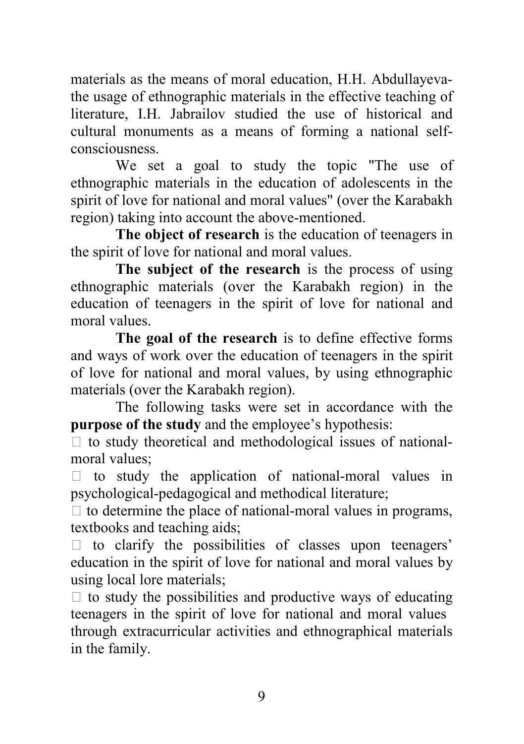materials as the means of moral education, H.H. Abdullayeva-the usage of ethnographic materials in the effective teaching of literature, I.H. Jabrailov studied the use of historical and cultural monuments as a means of forming a national self-consciousness.

We set a goal to study the topic "The use of ethnographic materials in the education of adolescents in the spirit of love for national and moral values" (over the Karabakh region) taking into account the above-mentioned.

**The object of research** is the education of teenagers in the spirit of love for national and moral values.

**The subject of the research** is the process of using ethnographic materials (over the Karabakh region) in the education of teenagers in the spirit of love for national and moral values.

**The goal of the research** is to define effective forms and ways of work over the education of teenagers in the spirit of love for national and moral values, by using ethnographic materials (over the Karabakh region).

The following tasks were set in accordance with the **purpose of the study** and the employee's hypothesis:

- to study theoretical and methodological issues of national-moral values;
- to study the application of national-moral values in psychological-pedagogical and methodical literature;
- to determine the place of national-moral values in programs, textbooks and teaching aids;
- to clarify the possibilities of classes upon teenagers' education in the spirit of love for national and moral values by using local lore materials;
- to study the possibilities and productive ways of educating teenagers in the spirit of love for national and moral values through extracurricular activities and ethnographical materials in the family.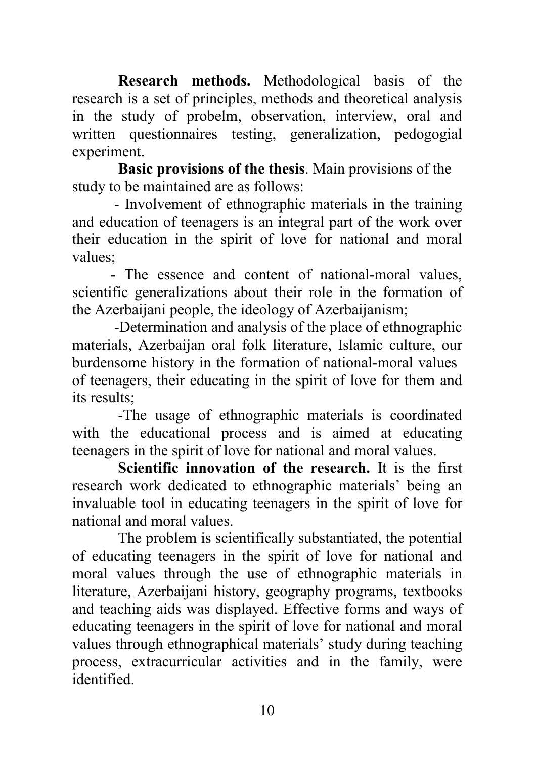**Research methods.** Methodological basis of the research is a set of principles, methods and theoretical analysis in the study of probelm, observation, interview, oral and written questionnaires testing, generalization, pedogogial experiment.

**Basic provisions of the thesis**. Main provisions of the study to be maintained are as follows:

- Involvement of ethnographic materials in the training and education of teenagers is an integral part of the work over their education in the spirit of love for national and moral values;
- The essence and content of national-moral values, scientific generalizations about their role in the formation of the Azerbaijani people, the ideology of Azerbaijanism;
- Determination and analysis of the place of ethnographic materials, Azerbaijan oral folk literature, Islamic culture, our burdensome history in the formation of national-moral values of teenagers, their educating in the spirit of love for them and its results;
- The usage of ethnographic materials is coordinated with the educational process and is aimed at educating teenagers in the spirit of love for national and moral values.

**Scientific innovation of the research.** It is the first research work dedicated to ethnographic materials' being an invaluable tool in educating teenagers in the spirit of love for national and moral values.

The problem is scientifically substantiated, the potential of educating teenagers in the spirit of love for national and moral values through the use of ethnographic materials in literature, Azerbaijani history, geography programs, textbooks and teaching aids was displayed. Effective forms and ways of educating teenagers in the spirit of love for national and moral values through ethnographical materials' study during teaching process, extracurricular activities and in the family, were identified.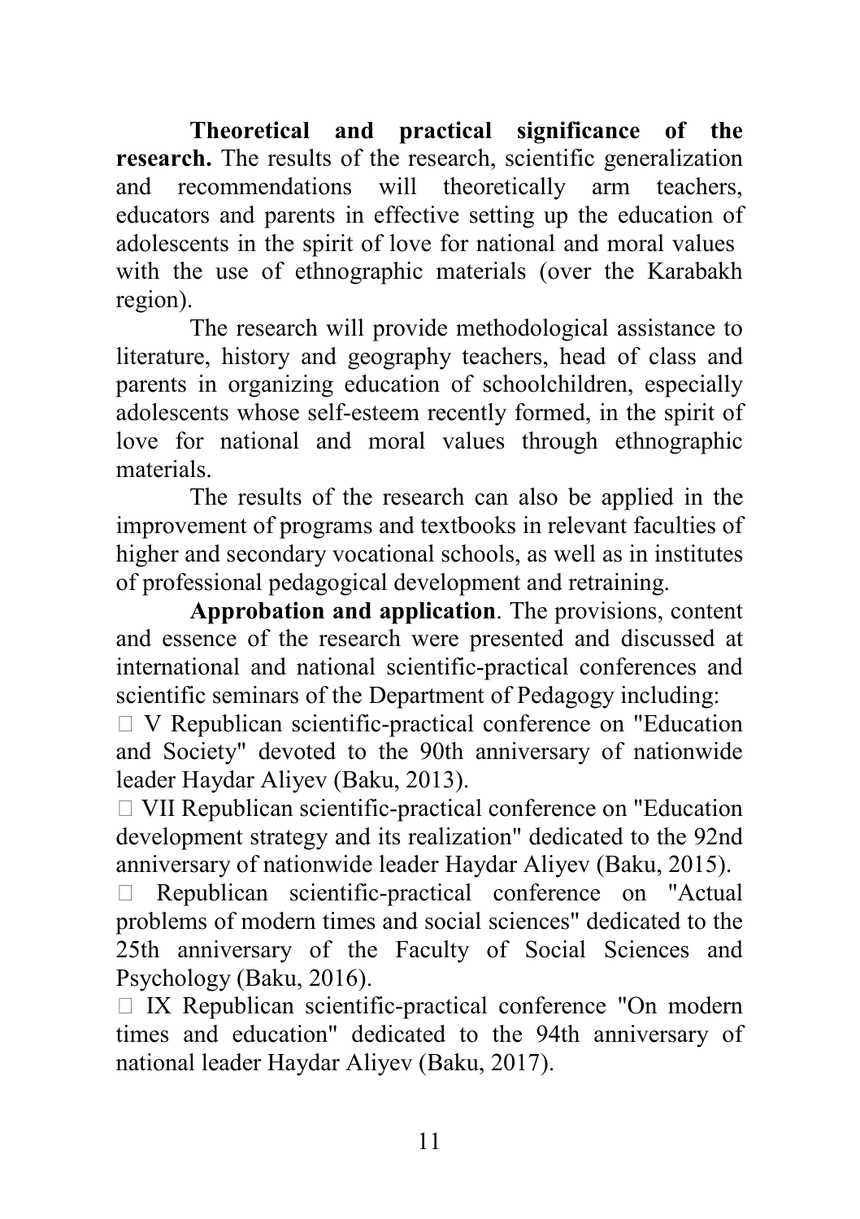**Theoretical and practical significance of the research.** The results of the research, scientific generalization and recommendations will theoretically arm teachers, educators and parents in effective setting up the education of adolescents in the spirit of love for national and moral values with the use of ethnographic materials (over the Karabakh region).

The research will provide methodological assistance to literature, history and geography teachers, head of class and parents in organizing education of schoolchildren, especially adolescents whose self-esteem recently formed, in the spirit of love for national and moral values through ethnographic materials.

The results of the research can also be applied in the improvement of programs and textbooks in relevant faculties of higher and secondary vocational schools, as well as in institutes of professional pedagogical development and retraining.

**Approbation and application**. The provisions, content and essence of the research were presented and discussed at international and national scientific-practical conferences and scientific seminars of the Department of Pedagogy including:

- V Republican scientific-practical conference on "Education and Society" devoted to the 90th anniversary of nationwide leader Haydar Aliyev (Baku, 2013).
- VII Republican scientific-practical conference on "Education development strategy and its realization" dedicated to the 92nd anniversary of nationwide leader Haydar Aliyev (Baku, 2015).
- Republican scientific-practical conference on "Actual problems of modern times and social sciences" dedicated to the 25th anniversary of the Faculty of Social Sciences and Psychology (Baku, 2016).
- IX Republican scientific-practical conference "On modern times and education" dedicated to the 94th anniversary of national leader Haydar Aliyev (Baku, 2017).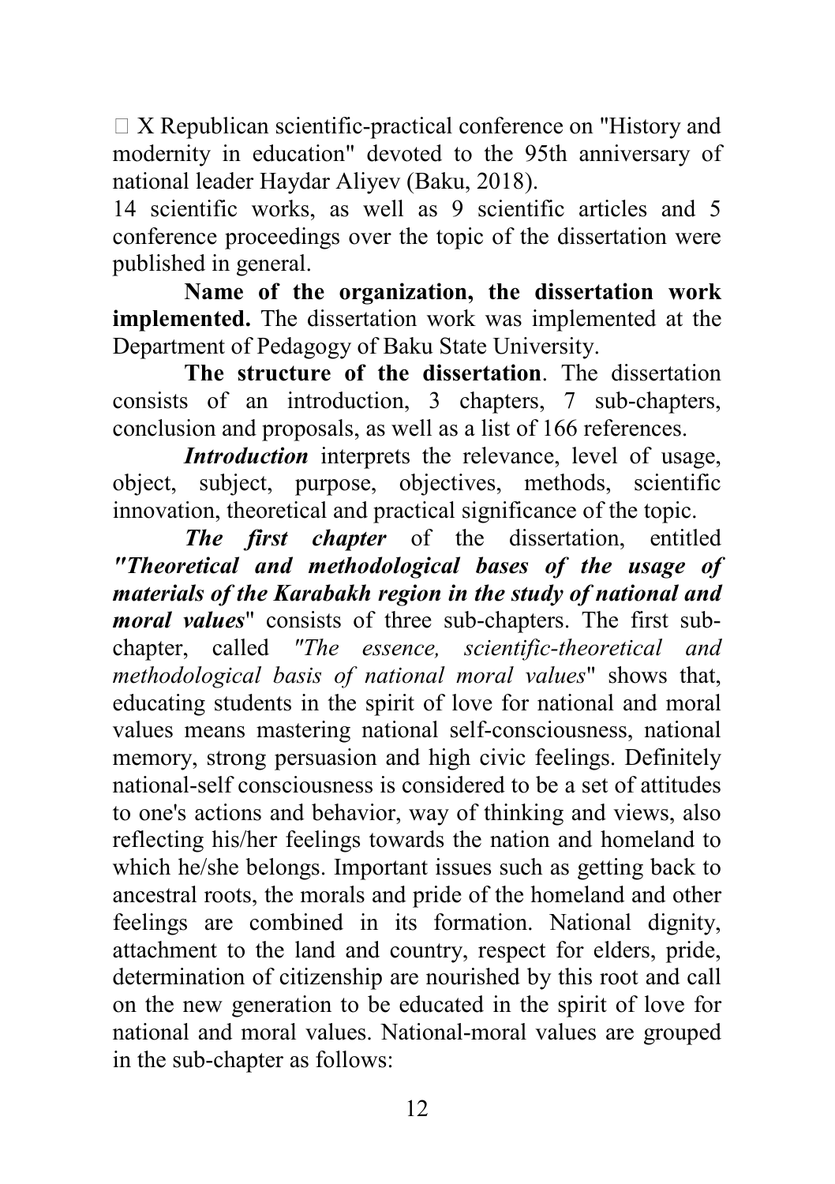- X Republican scientific-practical conference on "History and modernity in education" devoted to the 95th anniversary of national leader Haydar Aliyev (Baku, 2018).

14 scientific works, as well as 9 scientific articles and 5 conference proceedings over the topic of the dissertation were published in general.

**Name of the organization, the dissertation work implemented.** The dissertation work was implemented at the Department of Pedagogy of Baku State University.

**The structure of the dissertation**. The dissertation consists of an introduction, 3 chapters, 7 sub-chapters, conclusion and proposals, as well as a list of 166 references.

***Introduction*** interprets the relevance, level of usage, object, subject, purpose, objectives, methods, scientific innovation, theoretical and practical significance of the topic.

***The first chapter*** of the dissertation, entitled ***"Theoretical and methodological bases of the usage of materials of the Karabakh region in the study of national and moral values***" consists of three sub-chapters. The first sub-chapter, called *"The essence, scientific-theoretical and methodological basis of national moral values*" shows that, educating students in the spirit of love for national and moral values means mastering national self-consciousness, national memory, strong persuasion and high civic feelings. Definitely national-self consciousness is considered to be a set of attitudes to one's actions and behavior, way of thinking and views, also reflecting his/her feelings towards the nation and homeland to which he/she belongs. Important issues such as getting back to ancestral roots, the morals and pride of the homeland and other feelings are combined in its formation. National dignity, attachment to the land and country, respect for elders, pride, determination of citizenship are nourished by this root and call on the new generation to be educated in the spirit of love for national and moral values. National-moral values are grouped in the sub-chapter as follows: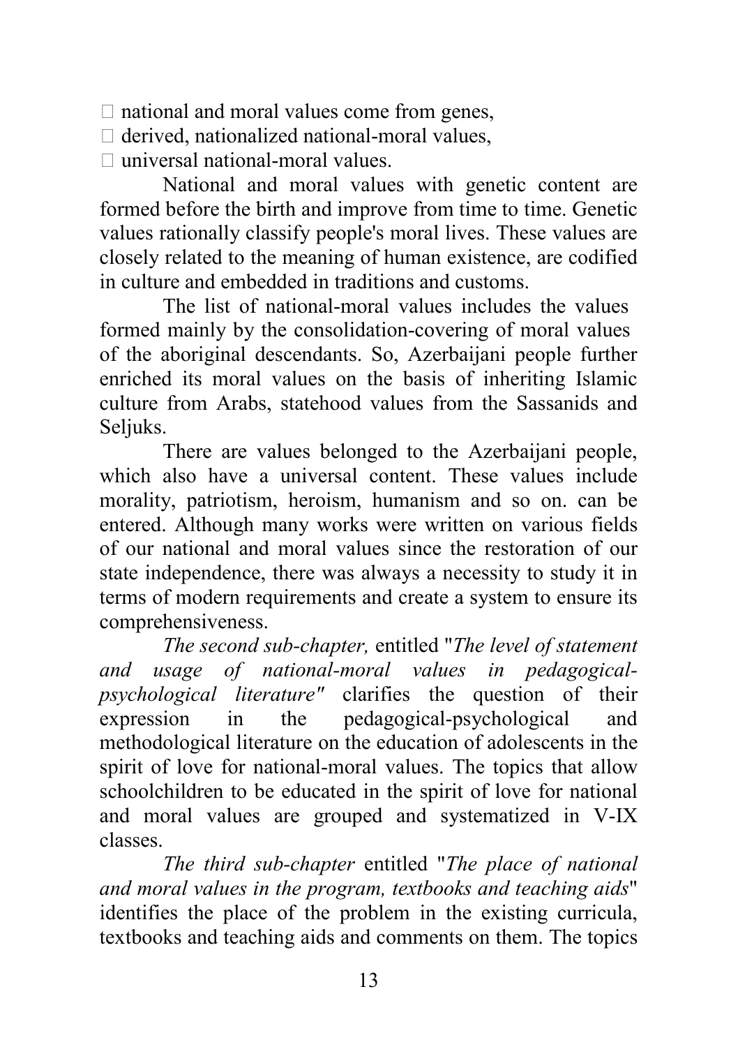-  national and moral values come from genes,
-  derived, nationalized national-moral values,
-  universal national-moral values.

National and moral values with genetic content are formed before the birth and improve from time to time. Genetic values rationally classify people's moral lives. These values are closely related to the meaning of human existence, are codified in culture and embedded in traditions and customs.

The list of national-moral values includes the values formed mainly by the consolidation-covering of moral values of the aboriginal descendants. So, Azerbaijani people further enriched its moral values on the basis of inheriting Islamic culture from Arabs, statehood values from the Sassanids and Seljuks.

There are values belonged to the Azerbaijani people, which also have a universal content. These values include morality, patriotism, heroism, humanism and so on. can be entered. Although many works were written on various fields of our national and moral values since the restoration of our state independence, there was always a necessity to study it in terms of modern requirements and create a system to ensure its comprehensiveness.

*The second sub-chapter,* entitled "*The level of statement and usage of national-moral values in pedagogical-psychological literature"* clarifies the question of their expression in the pedagogical-psychological and methodological literature on the education of adolescents in the spirit of love for national-moral values. The topics that allow schoolchildren to be educated in the spirit of love for national and moral values are grouped and systematized in V-IX classes.

*The third sub-chapter* entitled "*The place of national and moral values in the program, textbooks and teaching aids*" identifies the place of the problem in the existing curricula, textbooks and teaching aids and comments on them. The topics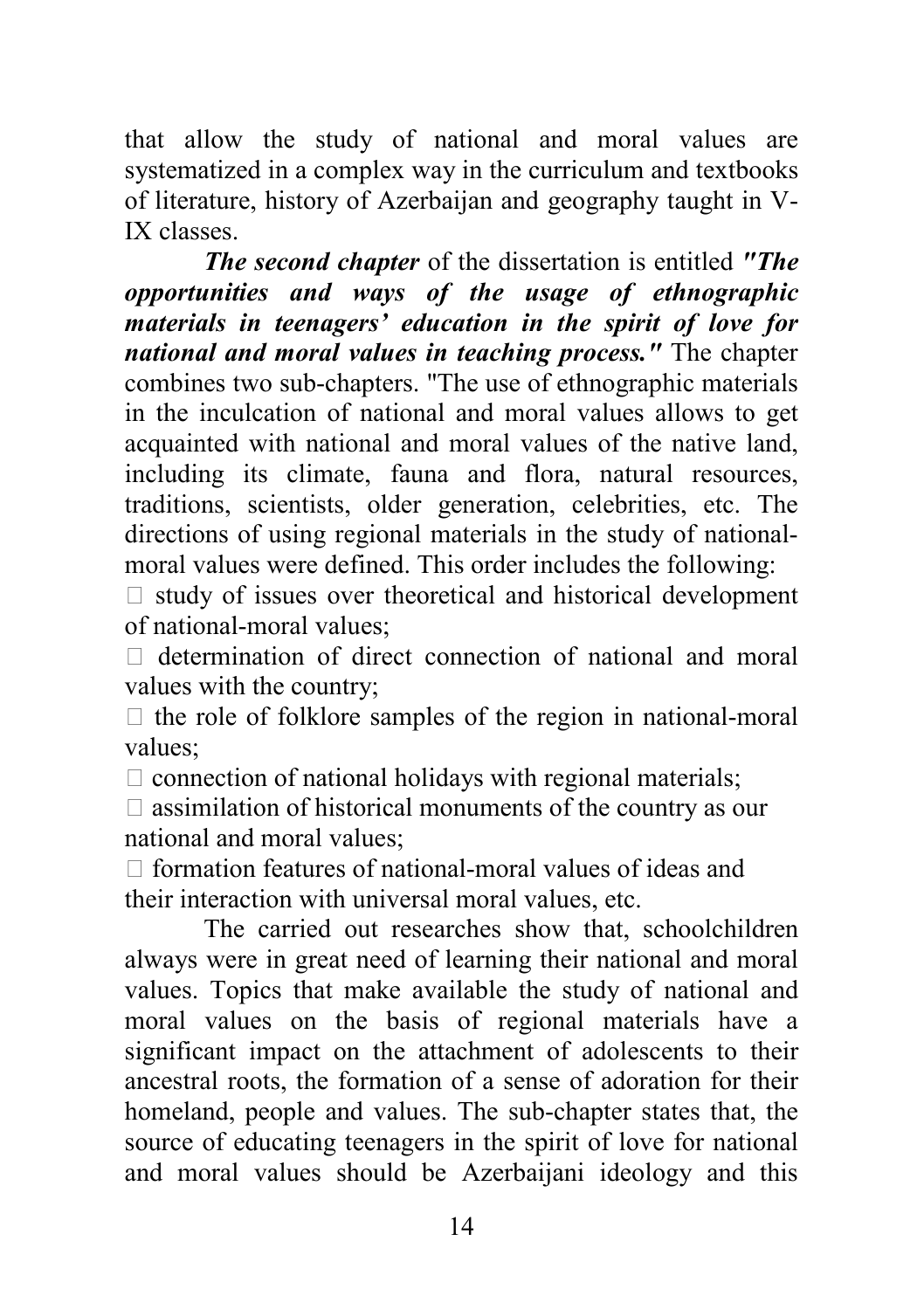that allow the study of national and moral values are systematized in a complex way in the curriculum and textbooks of literature, history of Azerbaijan and geography taught in V-IX classes.

***The second chapter*** of the dissertation is entitled ***"The opportunities and ways of the usage of ethnographic materials in teenagers' education in the spirit of love for national and moral values in teaching process."*** The chapter combines two sub-chapters. "The use of ethnographic materials in the inculcation of national and moral values allows to get acquainted with national and moral values of the native land, including its climate, fauna and flora, natural resources, traditions, scientists, older generation, celebrities, etc. The directions of using regional materials in the study of national-moral values were defined. This order includes the following:

- study of issues over theoretical and historical development of national-moral values;
- determination of direct connection of national and moral values with the country;
- the role of folklore samples of the region in national-moral values;
- connection of national holidays with regional materials;
- assimilation of historical monuments of the country as our national and moral values;
- formation features of national-moral values of ideas and their interaction with universal moral values, etc.

The carried out researches show that, schoolchildren always were in great need of learning their national and moral values. Topics that make available the study of national and moral values on the basis of regional materials have a significant impact on the attachment of adolescents to their ancestral roots, the formation of a sense of adoration for their homeland, people and values. The sub-chapter states that, the source of educating teenagers in the spirit of love for national and moral values should be Azerbaijani ideology and this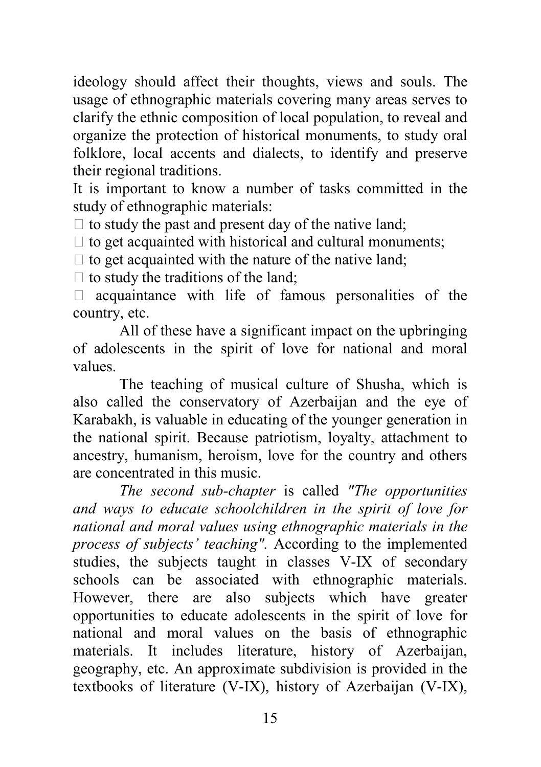ideology should affect their thoughts, views and souls. The usage of ethnographic materials covering many areas serves to clarify the ethnic composition of local population, to reveal and organize the protection of historical monuments, to study oral folklore, local accents and dialects, to identify and preserve their regional traditions.

It is important to know a number of tasks committed in the study of ethnographic materials:

- to study the past and present day of the native land;
- to get acquainted with historical and cultural monuments;
- to get acquainted with the nature of the native land;
- to study the traditions of the land;
- acquaintance with life of famous personalities of the country, etc.

All of these have a significant impact on the upbringing of adolescents in the spirit of love for national and moral values.

The teaching of musical culture of Shusha, which is also called the conservatory of Azerbaijan and the eye of Karabakh, is valuable in educating of the younger generation in the national spirit. Because patriotism, loyalty, attachment to ancestry, humanism, heroism, love for the country and others are concentrated in this music.

*The second sub-chapter* is called *"The opportunities and ways to educate schoolchildren in the spirit of love for national and moral values using ethnographic materials in the process of subjects' teaching"*. According to the implemented studies, the subjects taught in classes V-IX of secondary schools can be associated with ethnographic materials. However, there are also subjects which have greater opportunities to educate adolescents in the spirit of love for national and moral values on the basis of ethnographic materials. It includes literature, history of Azerbaijan, geography, etc. An approximate subdivision is provided in the textbooks of literature (V-IX), history of Azerbaijan (V-IX),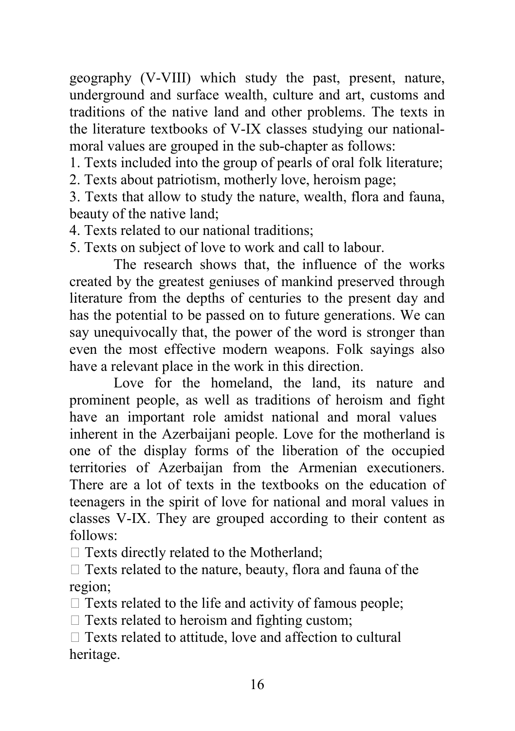geography (V-VIII) which study the past, present, nature, underground and surface wealth, culture and art, customs and traditions of the native land and other problems. The texts in the literature textbooks of V-IX classes studying our national-moral values are grouped in the sub-chapter as follows:

1. Texts included into the group of pearls of oral folk literature;
2. Texts about patriotism, motherly love, heroism page;
3. Texts that allow to study the nature, wealth, flora and fauna, beauty of the native land;
4. Texts related to our national traditions;
5. Texts on subject of love to work and call to labour.

The research shows that, the influence of the works created by the greatest geniuses of mankind preserved through literature from the depths of centuries to the present day and has the potential to be passed on to future generations. We can say unequivocally that, the power of the word is stronger than even the most effective modern weapons. Folk sayings also have a relevant place in the work in this direction.

Love for the homeland, the land, its nature and prominent people, as well as traditions of heroism and fight have an important role amidst national and moral values inherent in the Azerbaijani people. Love for the motherland is one of the display forms of the liberation of the occupied territories of Azerbaijan from the Armenian executioners. There are a lot of texts in the textbooks on the education of teenagers in the spirit of love for national and moral values in classes V-IX. They are grouped according to their content as follows:

- Texts directly related to the Motherland;
- Texts related to the nature, beauty, flora and fauna of the region;
- Texts related to the life and activity of famous people;
- Texts related to heroism and fighting custom;
- Texts related to attitude, love and affection to cultural heritage.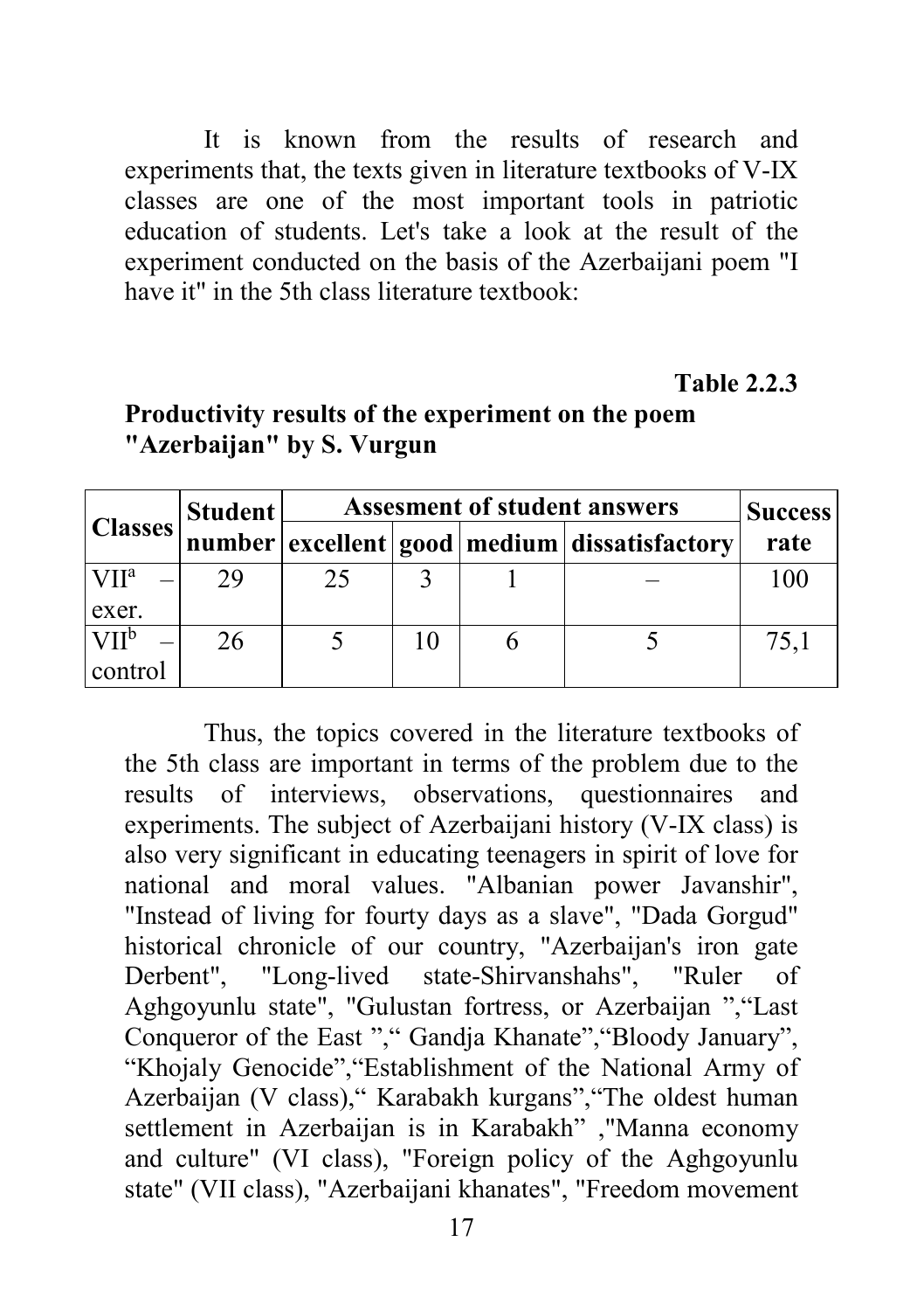It is known from the results of research and experiments that, the texts given in literature textbooks of V-IX classes are one of the most important tools in patriotic education of students. Let's take a look at the result of the experiment conducted on the basis of the Azerbaijani poem "I have it" in the 5th class literature textbook:

**Table 2.2.3**

**Productivity results of the experiment on the poem "Azerbaijan" by S. Vurgun**

| Classes | Student number | Assesment of student answers | | | | Success rate |
|---|---|---|---|---|---|---|
| | | excellent | good | medium | dissatisfactory | |
| $VII^a$ – exer. | 29 | 25 | 3 | 1 | – | 100 |
| $VII^b$ – control | 26 | 5 | 10 | 6 | 5 | 75,1 |

Thus, the topics covered in the literature textbooks of the 5th class are important in terms of the problem due to the results of interviews, observations, questionnaires and experiments. The subject of Azerbaijani history (V-IX class) is also very significant in educating teenagers in spirit of love for national and moral values. "Albanian power Javanshir", "Instead of living for fourty days as a slave", "Dada Gorgud" historical chronicle of our country, "Azerbaijan's iron gate Derbent", "Long-lived state-Shirvanshahs", "Ruler of Aghgoyunlu state", "Gulustan fortress, or Azerbaijan ","Last Conqueror of the East "," Gandja Khanate","Bloody January", "Khojaly Genocide","Establishment of the National Army of Azerbaijan (V class)," Karabakh kurgans","The oldest human settlement in Azerbaijan is in Karabakh" ,"Manna economy and culture" (VI class), "Foreign policy of the Aghgoyunlu state" (VII class), "Azerbaijani khanates", "Freedom movement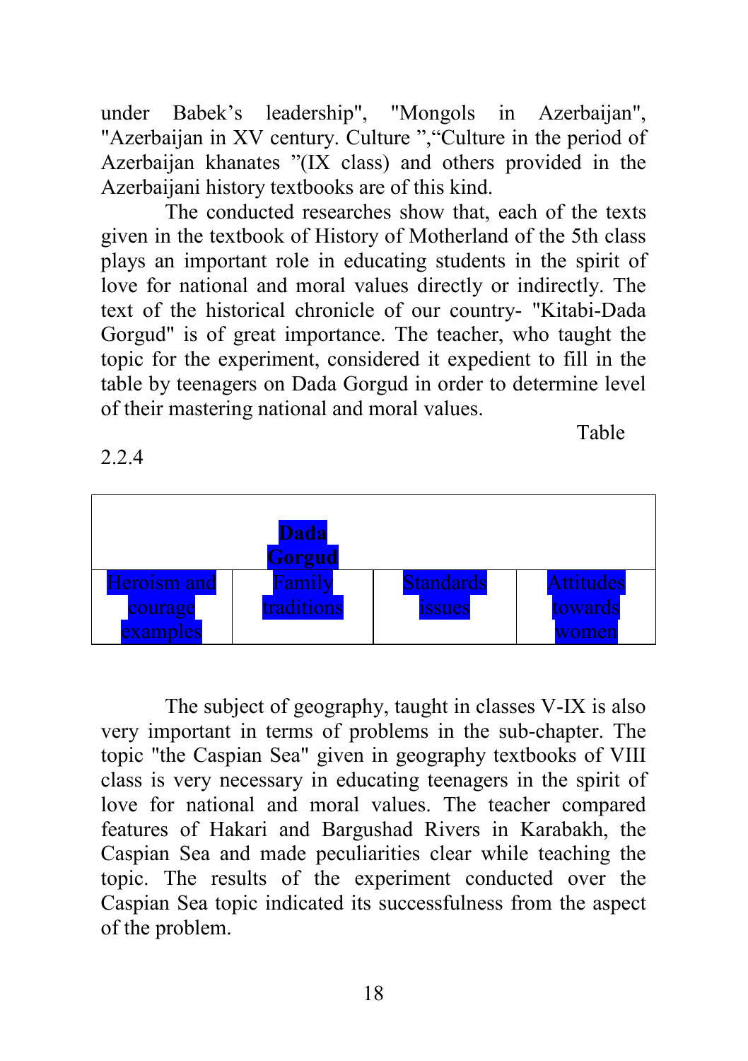under Babek's leadership", "Mongols in Azerbaijan", "Azerbaijan in XV century. Culture ","Culture in the period of Azerbaijan khanates "(IX class) and others provided in the Azerbaijani history textbooks are of this kind.

The conducted researches show that, each of the texts given in the textbook of History of Motherland of the 5th class plays an important role in educating students in the spirit of love for national and moral values directly or indirectly. The text of the historical chronicle of our country- "Kitabi-Dada Gorgud" is of great importance. The teacher, who taught the topic for the experiment, considered it expedient to fill in the table by teenagers on Dada Gorgud in order to determine level of their mastering national and moral values.

Table 2.2.4

| | **Dada Gorgud** | | |
|---|---|---|---|
| Heroism and courage examples | Family traditions | Standards issues | Attitudes towards women |

The subject of geography, taught in classes V-IX is also very important in terms of problems in the sub-chapter. The topic "the Caspian Sea" given in geography textbooks of VIII class is very necessary in educating teenagers in the spirit of love for national and moral values. The teacher compared features of Hakari and Bargushad Rivers in Karabakh, the Caspian Sea and made peculiarities clear while teaching the topic. The results of the experiment conducted over the Caspian Sea topic indicated its successfulness from the aspect of the problem.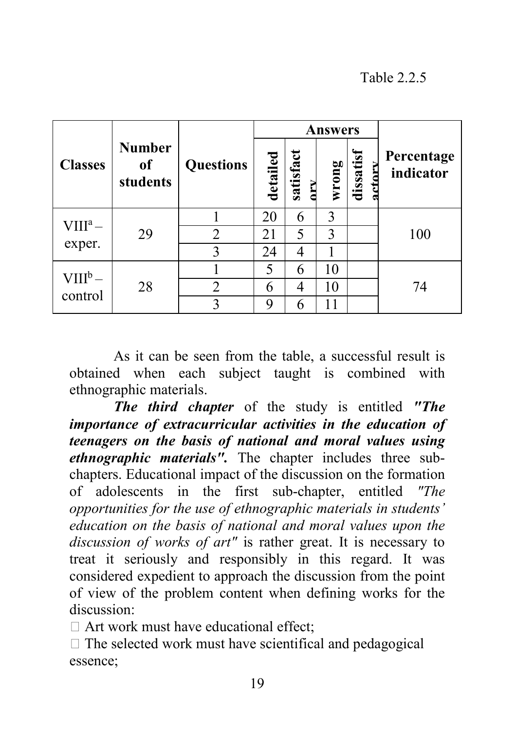Table 2.2.5

| Classes | Number of students | Questions | Answers | | | | Percentage indicator |
|---|---|---|---|---|---|---|---|
| | | | detailed | satisfactory | wrong | dissatisfactory | |
| VIII[a] – exper. | 29 | 1 | 20 | 6 | 3 | | 100 |
| | | 2 | 21 | 5 | 3 | | |
| | | 3 | 24 | 4 | 1 | | |
| VIII[b] – control | 28 | 1 | 5 | 6 | 10 | | 74 |
| | | 2 | 6 | 4 | 10 | | |
| | | 3 | 9 | 6 | 11 | | |

As it can be seen from the table, a successful result is obtained when each subject taught is combined with ethnographic materials.

***The third chapter*** of the study is entitled ***"The importance of extracurricular activities in the education of teenagers on the basis of national and moral values using ethnographic materials".*** The chapter includes three sub-chapters. Educational impact of the discussion on the formation of adolescents in the first sub-chapter, entitled *"The opportunities for the use of ethnographic materials in students' education on the basis of national and moral values upon the discussion of works of art"* is rather great. It is necessary to treat it seriously and responsibly in this regard. It was considered expedient to approach the discussion from the point of view of the problem content when defining works for the discussion:

- Art work must have educational effect;
- The selected work must have scientifical and pedagogical essence;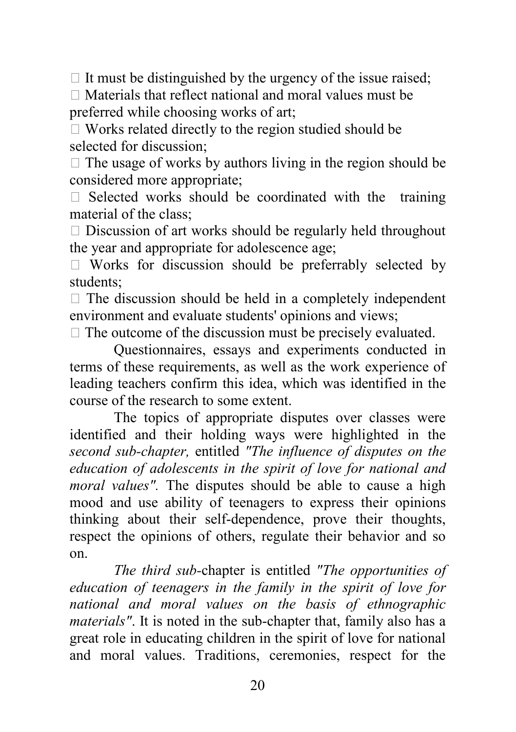- It must be distinguished by the urgency of the issue raised;
- Materials that reflect national and moral values must be preferred while choosing works of art;
- Works related directly to the region studied should be selected for discussion;
- The usage of works by authors living in the region should be considered more appropriate;
- Selected works should be coordinated with the training material of the class;
- Discussion of art works should be regularly held throughout the year and appropriate for adolescence age;
- Works for discussion should be preferrably selected by students;
- The discussion should be held in a completely independent environment and evaluate students' opinions and views;
- The outcome of the discussion must be precisely evaluated.

Questionnaires, essays and experiments conducted in terms of these requirements, as well as the work experience of leading teachers confirm this idea, which was identified in the course of the research to some extent.

The topics of appropriate disputes over classes were identified and their holding ways were highlighted in the *second sub-chapter,* entitled *"The influence of disputes on the education of adolescents in the spirit of love for national and moral values"*. The disputes should be able to cause a high mood and use ability of teenagers to express their opinions thinking about their self-dependence, prove their thoughts, respect the opinions of others, regulate their behavior and so on.

*The third sub-*chapter is entitled *"The opportunities of education of teenagers in the family in the spirit of love for national and moral values on the basis of ethnographic materials"*. It is noted in the sub-chapter that, family also has a great role in educating children in the spirit of love for national and moral values. Traditions, ceremonies, respect for the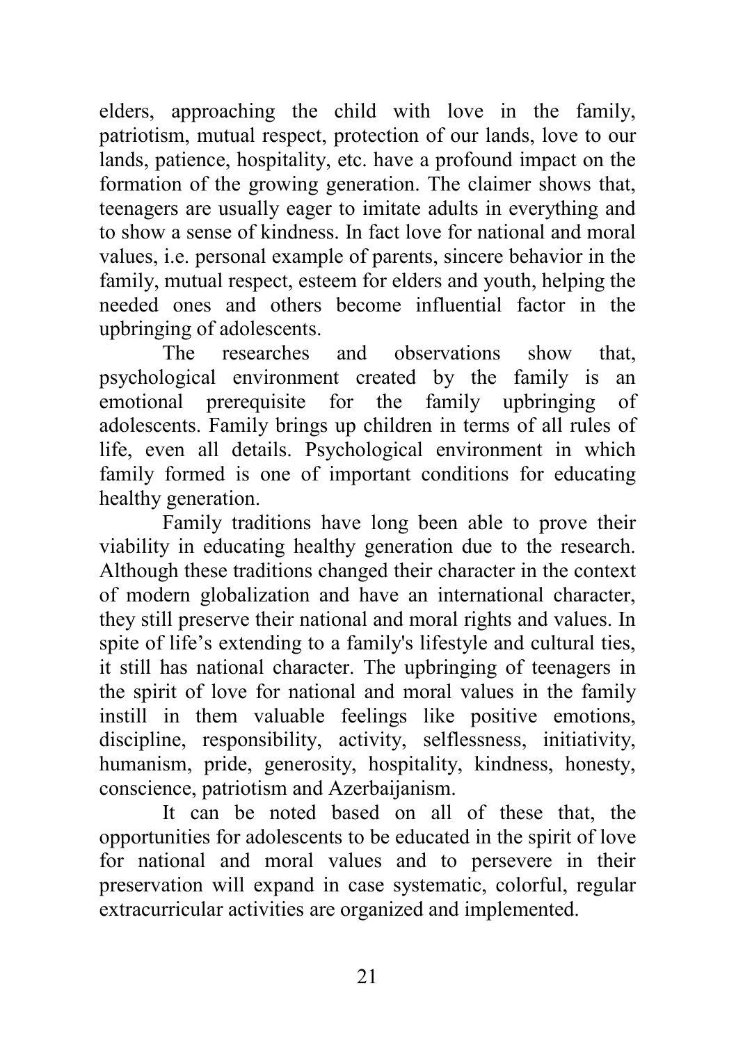elders, approaching the child with love in the family, patriotism, mutual respect, protection of our lands, love to our lands, patience, hospitality, etc. have a profound impact on the formation of the growing generation. The claimer shows that, teenagers are usually eager to imitate adults in everything and to show a sense of kindness. In fact love for national and moral values, i.e. personal example of parents, sincere behavior in the family, mutual respect, esteem for elders and youth, helping the needed ones and others become influential factor in the upbringing of adolescents.

The researches and observations show that, psychological environment created by the family is an emotional prerequisite for the family upbringing of adolescents. Family brings up children in terms of all rules of life, even all details. Psychological environment in which family formed is one of important conditions for educating healthy generation.

Family traditions have long been able to prove their viability in educating healthy generation due to the research. Although these traditions changed their character in the context of modern globalization and have an international character, they still preserve their national and moral rights and values. In spite of life's extending to a family's lifestyle and cultural ties, it still has national character. The upbringing of teenagers in the spirit of love for national and moral values in the family instill in them valuable feelings like positive emotions, discipline, responsibility, activity, selflessness, initiativity, humanism, pride, generosity, hospitality, kindness, honesty, conscience, patriotism and Azerbaijanism.

It can be noted based on all of these that, the opportunities for adolescents to be educated in the spirit of love for national and moral values and to persevere in their preservation will expand in case systematic, colorful, regular extracurricular activities are organized and implemented.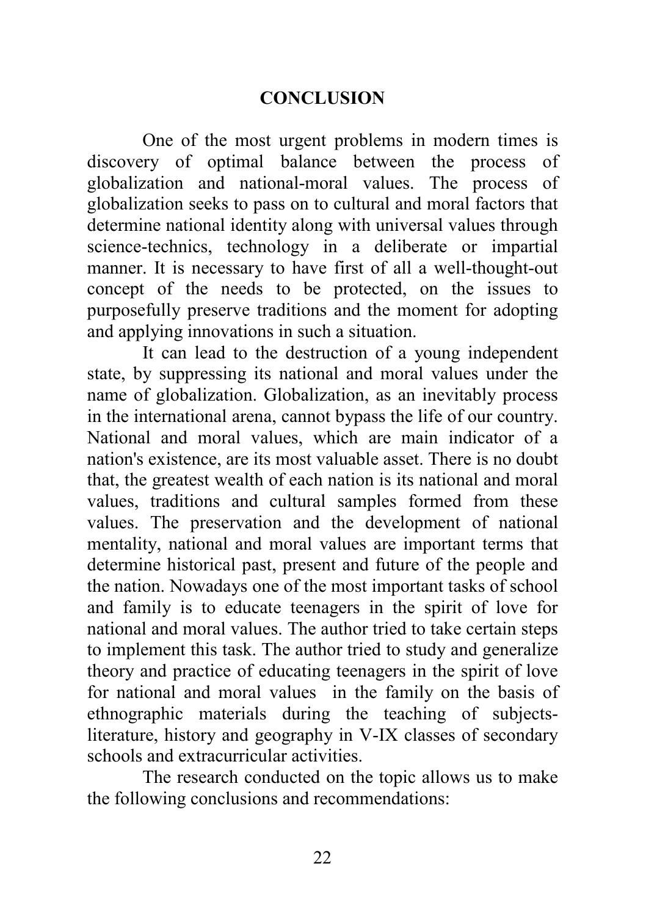# CONCLUSION

One of the most urgent problems in modern times is discovery of optimal balance between the process of globalization and national-moral values. The process of globalization seeks to pass on to cultural and moral factors that determine national identity along with universal values through science-technics, technology in a deliberate or impartial manner. It is necessary to have first of all a well-thought-out concept of the needs to be protected, on the issues to purposefully preserve traditions and the moment for adopting and applying innovations in such a situation.

It can lead to the destruction of a young independent state, by suppressing its national and moral values under the name of globalization. Globalization, as an inevitably process in the international arena, cannot bypass the life of our country. National and moral values, which are main indicator of a nation's existence, are its most valuable asset. There is no doubt that, the greatest wealth of each nation is its national and moral values, traditions and cultural samples formed from these values. The preservation and the development of national mentality, national and moral values are important terms that determine historical past, present and future of the people and the nation. Nowadays one of the most important tasks of school and family is to educate teenagers in the spirit of love for national and moral values. The author tried to take certain steps to implement this task. The author tried to study and generalize theory and practice of educating teenagers in the spirit of love for national and moral values in the family on the basis of ethnographic materials during the teaching of subjects-literature, history and geography in V-IX classes of secondary schools and extracurricular activities.

The research conducted on the topic allows us to make the following conclusions and recommendations: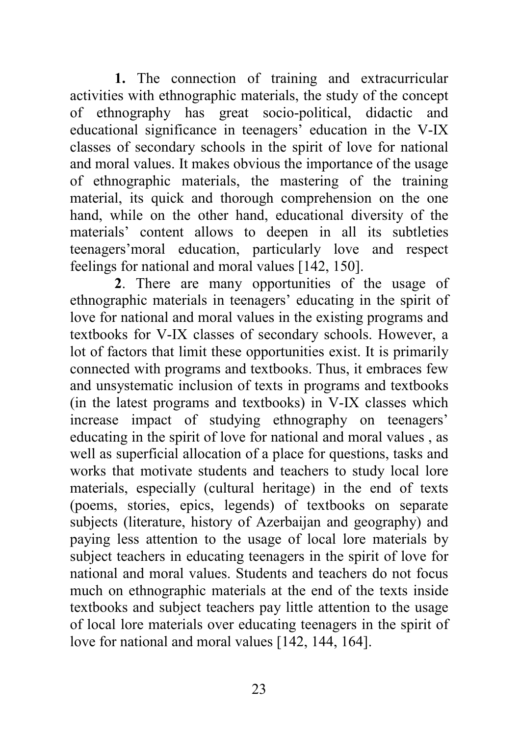**1.** The connection of training and extracurricular activities with ethnographic materials, the study of the concept of ethnography has great socio-political, didactic and educational significance in teenagers' education in the V-IX classes of secondary schools in the spirit of love for national and moral values. It makes obvious the importance of the usage of ethnographic materials, the mastering of the training material, its quick and thorough comprehension on the one hand, while on the other hand, educational diversity of the materials' content allows to deepen in all its subtleties teenagers'moral education, particularly love and respect feelings for national and moral values [142, 150].

**2**. There are many opportunities of the usage of ethnographic materials in teenagers' educating in the spirit of love for national and moral values in the existing programs and textbooks for V-IX classes of secondary schools. However, a lot of factors that limit these opportunities exist. It is primarily connected with programs and textbooks. Thus, it embraces few and unsystematic inclusion of texts in programs and textbooks (in the latest programs and textbooks) in V-IX classes which increase impact of studying ethnography on teenagers' educating in the spirit of love for national and moral values , as well as superficial allocation of a place for questions, tasks and works that motivate students and teachers to study local lore materials, especially (cultural heritage) in the end of texts (poems, stories, epics, legends) of textbooks on separate subjects (literature, history of Azerbaijan and geography) and paying less attention to the usage of local lore materials by subject teachers in educating teenagers in the spirit of love for national and moral values. Students and teachers do not focus much on ethnographic materials at the end of the texts inside textbooks and subject teachers pay little attention to the usage of local lore materials over educating teenagers in the spirit of love for national and moral values [142, 144, 164].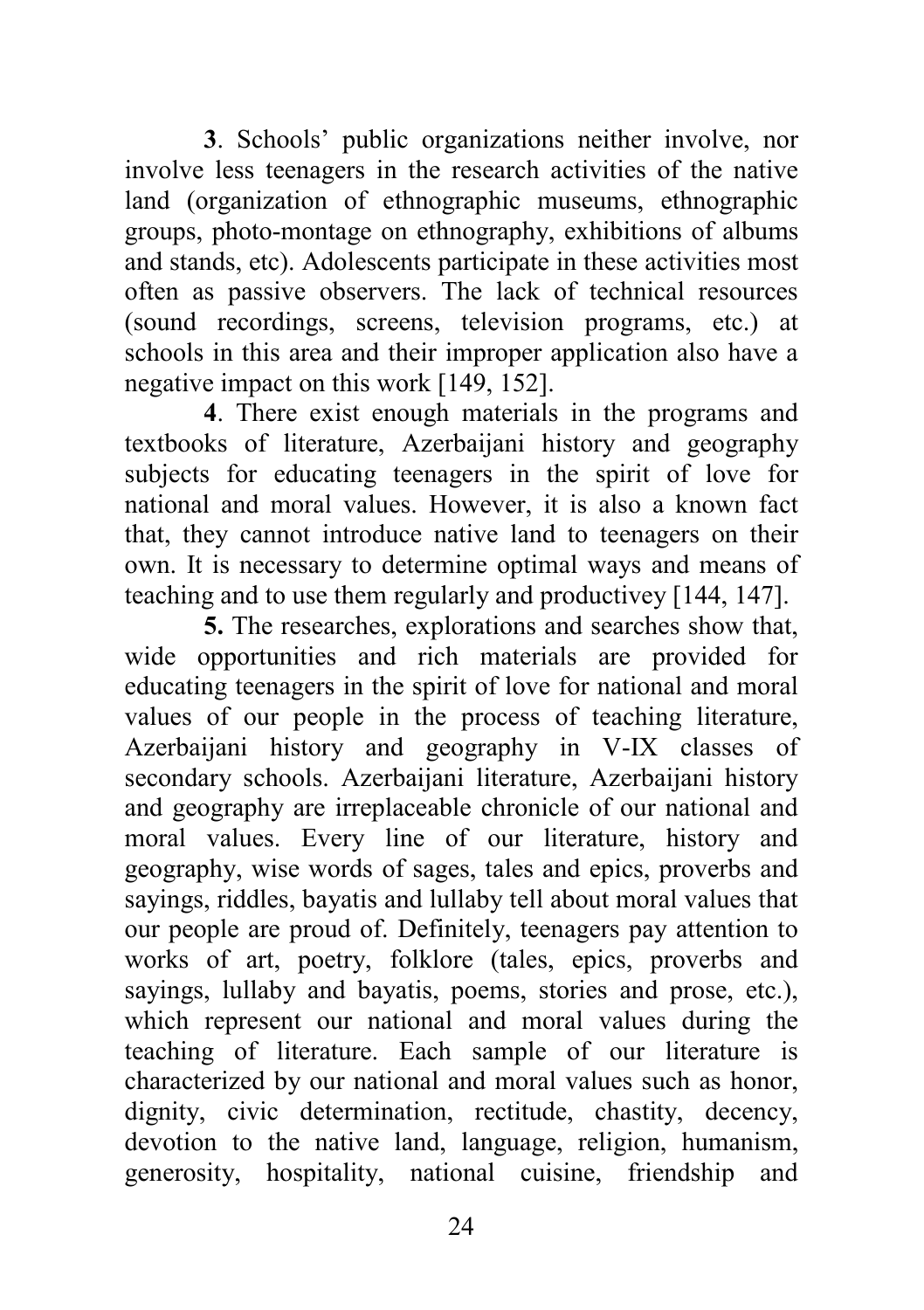**3**. Schools' public organizations neither involve, nor involve less teenagers in the research activities of the native land (organization of ethnographic museums, ethnographic groups, photo-montage on ethnography, exhibitions of albums and stands, etc). Adolescents participate in these activities most often as passive observers. The lack of technical resources (sound recordings, screens, television programs, etc.) at schools in this area and their improper application also have a negative impact on this work [149, 152].

**4**. There exist enough materials in the programs and textbooks of literature, Azerbaijani history and geography subjects for educating teenagers in the spirit of love for national and moral values. However, it is also a known fact that, they cannot introduce native land to teenagers on their own. It is necessary to determine optimal ways and means of teaching and to use them regularly and productivey [144, 147].

**5.** The researches, explorations and searches show that, wide opportunities and rich materials are provided for educating teenagers in the spirit of love for national and moral values of our people in the process of teaching literature, Azerbaijani history and geography in V-IX classes of secondary schools. Azerbaijani literature, Azerbaijani history and geography are irreplaceable chronicle of our national and moral values. Every line of our literature, history and geography, wise words of sages, tales and epics, proverbs and sayings, riddles, bayatis and lullaby tell about moral values that our people are proud of. Definitely, teenagers pay attention to works of art, poetry, folklore (tales, epics, proverbs and sayings, lullaby and bayatis, poems, stories and prose, etc.), which represent our national and moral values during the teaching of literature. Each sample of our literature is characterized by our national and moral values such as honor, dignity, civic determination, rectitude, chastity, decency, devotion to the native land, language, religion, humanism, generosity, hospitality, national cuisine, friendship and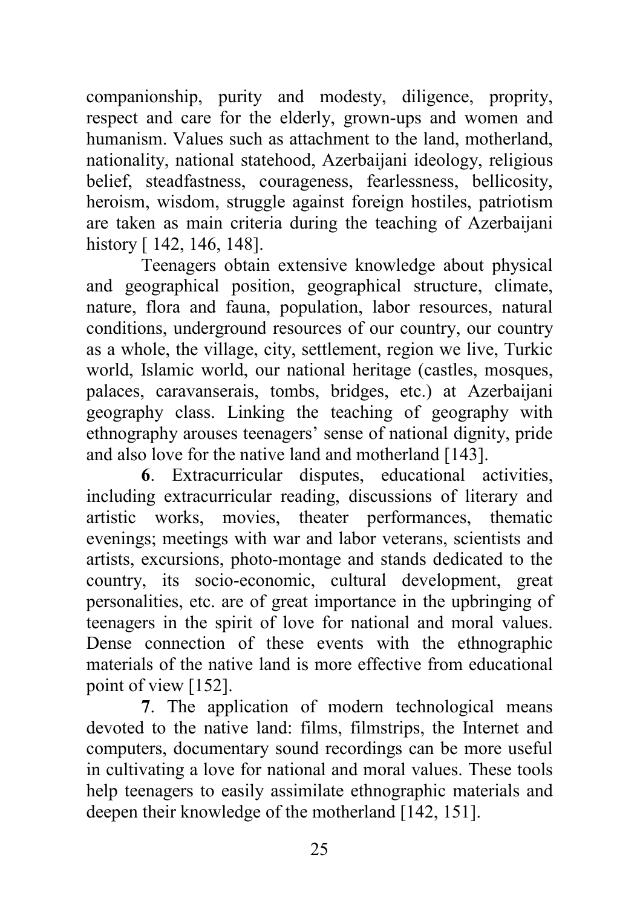companionship, purity and modesty, diligence, proprity, respect and care for the elderly, grown-ups and women and humanism. Values such as attachment to the land, motherland, nationality, national statehood, Azerbaijani ideology, religious belief, steadfastness, courageness, fearlessness, bellicosity, heroism, wisdom, struggle against foreign hostiles, patriotism are taken as main criteria during the teaching of Azerbaijani history [ 142, 146, 148].

Teenagers obtain extensive knowledge about physical and geographical position, geographical structure, climate, nature, flora and fauna, population, labor resources, natural conditions, underground resources of our country, our country as a whole, the village, city, settlement, region we live, Turkic world, Islamic world, our national heritage (castles, mosques, palaces, caravanserais, tombs, bridges, etc.) at Azerbaijani geography class. Linking the teaching of geography with ethnography arouses teenagers' sense of national dignity, pride and also love for the native land and motherland [143].

**6**. Extracurricular disputes, educational activities, including extracurricular reading, discussions of literary and artistic works, movies, theater performances, thematic evenings; meetings with war and labor veterans, scientists and artists, excursions, photo-montage and stands dedicated to the country, its socio-economic, cultural development, great personalities, etc. are of great importance in the upbringing of teenagers in the spirit of love for national and moral values. Dense connection of these events with the ethnographic materials of the native land is more effective from educational point of view [152].

**7**. The application of modern technological means devoted to the native land: films, filmstrips, the Internet and computers, documentary sound recordings can be more useful in cultivating a love for national and moral values. These tools help teenagers to easily assimilate ethnographic materials and deepen their knowledge of the motherland [142, 151].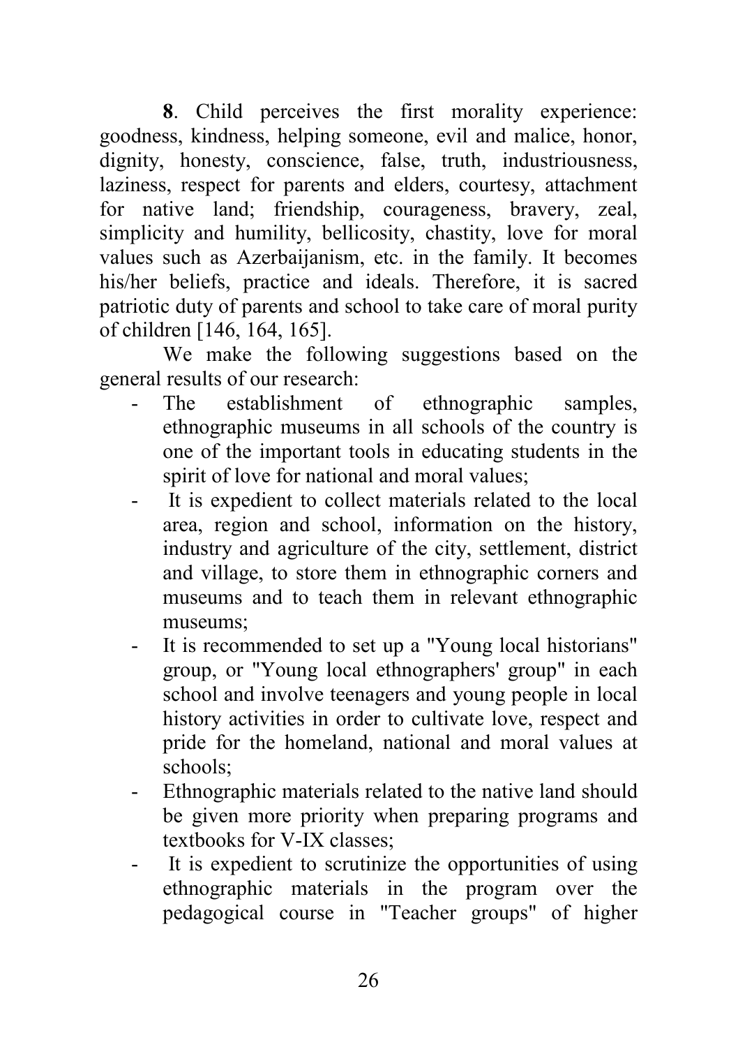**8**. Child perceives the first morality experience: goodness, kindness, helping someone, evil and malice, honor, dignity, honesty, conscience, false, truth, industriousness, laziness, respect for parents and elders, courtesy, attachment for native land; friendship, courageness, bravery, zeal, simplicity and humility, bellicosity, chastity, love for moral values such as Azerbaijanism, etc. in the family. It becomes his/her beliefs, practice and ideals. Therefore, it is sacred patriotic duty of parents and school to take care of moral purity of children [146, 164, 165].

We make the following suggestions based on the general results of our research:

- The establishment of ethnographic samples, ethnographic museums in all schools of the country is one of the important tools in educating students in the spirit of love for national and moral values;
- It is expedient to collect materials related to the local area, region and school, information on the history, industry and agriculture of the city, settlement, district and village, to store them in ethnographic corners and museums and to teach them in relevant ethnographic museums;
- It is recommended to set up a "Young local historians" group, or "Young local ethnographers' group" in each school and involve teenagers and young people in local history activities in order to cultivate love, respect and pride for the homeland, national and moral values at schools;
- Ethnographic materials related to the native land should be given more priority when preparing programs and textbooks for V-IX classes;
- It is expedient to scrutinize the opportunities of using ethnographic materials in the program over the pedagogical course in "Teacher groups" of higher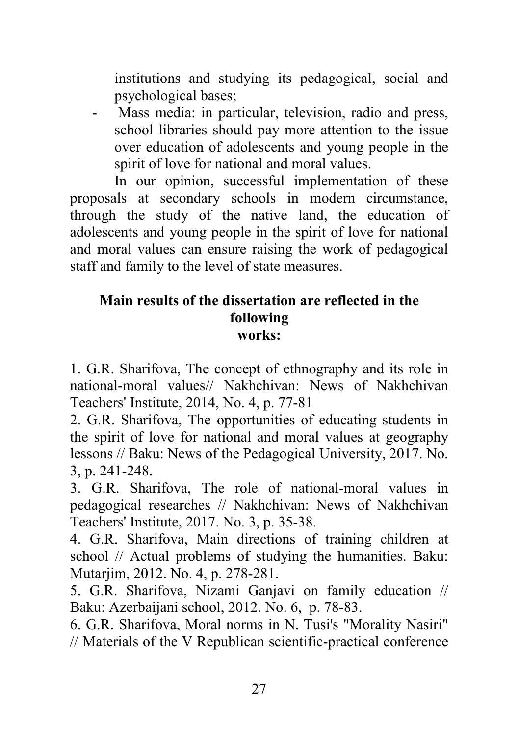institutions and studying its pedagogical, social and psychological bases;

- Mass media: in particular, television, radio and press, school libraries should pay more attention to the issue over education of adolescents and young people in the spirit of love for national and moral values.

In our opinion, successful implementation of these proposals at secondary schools in modern circumstance, through the study of the native land, the education of adolescents and young people in the spirit of love for national and moral values can ensure raising the work of pedagogical staff and family to the level of state measures.

**Main results of the dissertation are reflected in the following works:**

1. G.R. Sharifova, The concept of ethnography and its role in national-moral values// Nakhchivan: News of Nakhchivan Teachers' Institute, 2014, No. 4, p. 77-81
2. G.R. Sharifova, The opportunities of educating students in the spirit of love for national and moral values at geography lessons // Baku: News of the Pedagogical University, 2017. No. 3, p. 241-248.
3. G.R. Sharifova, The role of national-moral values in pedagogical researches // Nakhchivan: News of Nakhchivan Teachers' Institute, 2017. No. 3, p. 35-38.
4. G.R. Sharifova, Main directions of training children at school // Actual problems of studying the humanities. Baku: Mutarjim, 2012. No. 4, p. 278-281.
5. G.R. Sharifova, Nizami Ganjavi on family education // Baku: Azerbaijani school, 2012. No. 6, p. 78-83.
6. G.R. Sharifova, Moral norms in N. Tusi's "Morality Nasiri" // Materials of the V Republican scientific-practical conference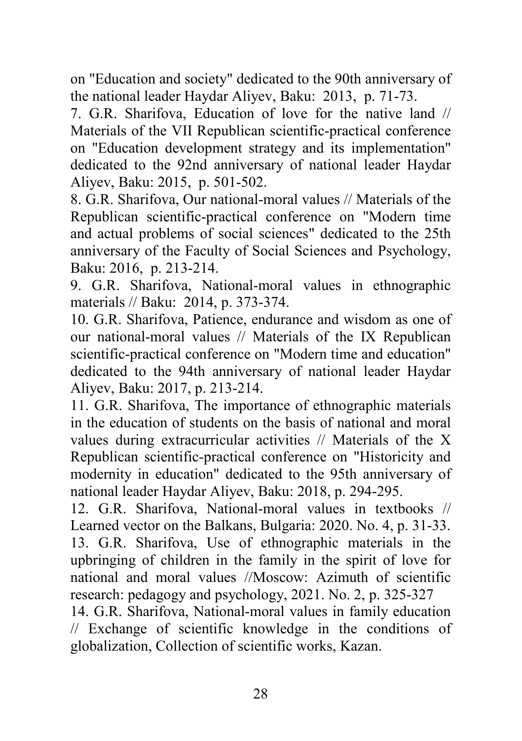on "Education and society" dedicated to the 90th anniversary of the national leader Haydar Aliyev, Baku: 2013, p. 71-73.

7. G.R. Sharifova, Education of love for the native land // Materials of the VII Republican scientific-practical conference on "Education development strategy and its implementation" dedicated to the 92nd anniversary of national leader Haydar Aliyev, Baku: 2015, p. 501-502.

8. G.R. Sharifova, Our national-moral values // Materials of the Republican scientific-practical conference on "Modern time and actual problems of social sciences" dedicated to the 25th anniversary of the Faculty of Social Sciences and Psychology, Baku: 2016, p. 213-214.

9. G.R. Sharifova, National-moral values in ethnographic materials // Baku: 2014, p. 373-374.

10. G.R. Sharifova, Patience, endurance and wisdom as one of our national-moral values // Materials of the IX Republican scientific-practical conference on "Modern time and education" dedicated to the 94th anniversary of national leader Haydar Aliyev, Baku: 2017, p. 213-214.

11. G.R. Sharifova, The importance of ethnographic materials in the education of students on the basis of national and moral values during extracurricular activities // Materials of the X Republican scientific-practical conference on "Historicity and modernity in education" dedicated to the 95th anniversary of national leader Haydar Aliyev, Baku: 2018, p. 294-295.

12. G.R. Sharifova, National-moral values in textbooks // Learned vector on the Balkans, Bulgaria: 2020. No. 4, p. 31-33.

13. G.R. Sharifova, Use of ethnographic materials in the upbringing of children in the family in the spirit of love for national and moral values //Moscow: Azimuth of scientific research: pedagogy and psychology, 2021. No. 2, p. 325-327

14. G.R. Sharifova, National-moral values in family education // Exchange of scientific knowledge in the conditions of globalization, Collection of scientific works, Kazan.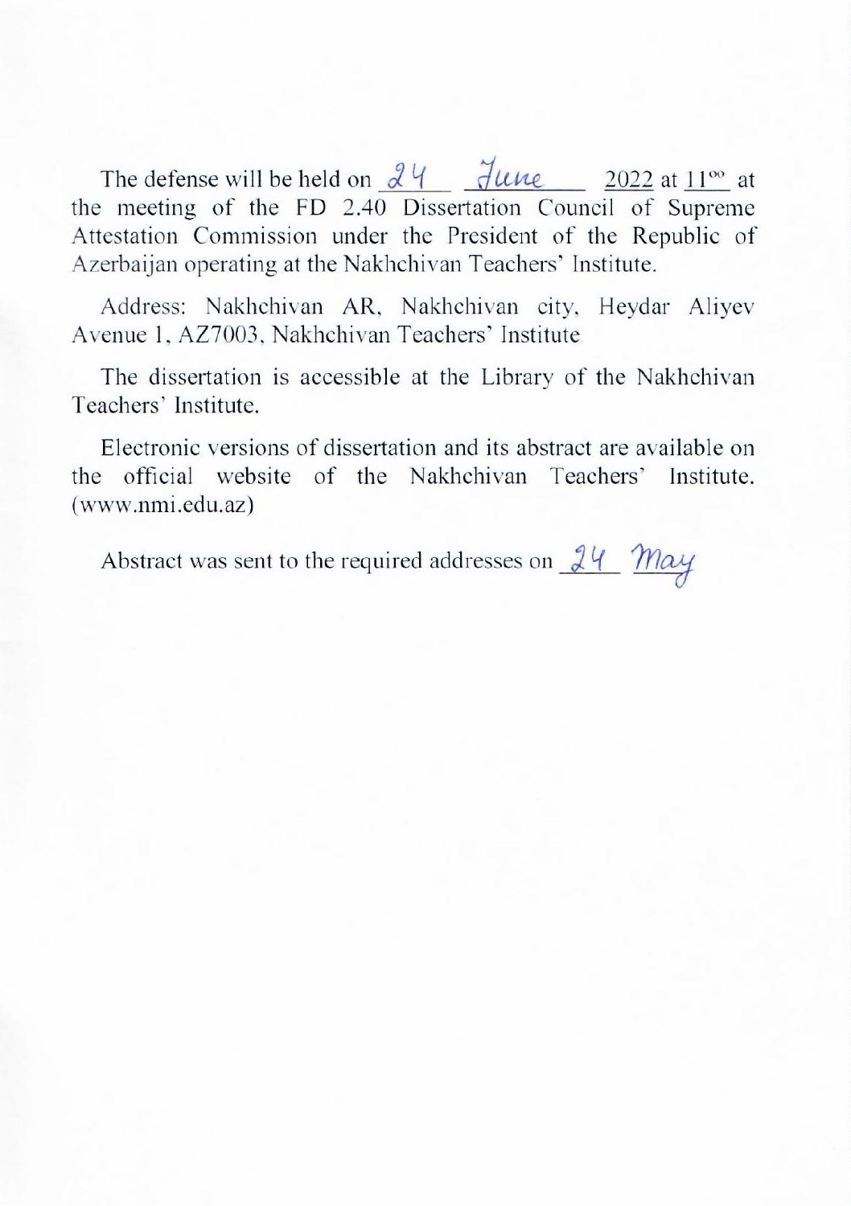The defense will be held on 24 June 2022 at $11^{00}$ at the meeting of the FD 2.40 Dissertation Council of Supreme Attestation Commission under the President of the Republic of Azerbaijan operating at the Nakhchivan Teachers' Institute.

Address: Nakhchivan AR, Nakhchivan city, Heydar Aliyev Avenue 1, AZ7003, Nakhchivan Teachers' Institute

The dissertation is accessible at the Library of the Nakhchivan Teachers' Institute.

Electronic versions of dissertation and its abstract are available on the official website of the Nakhchivan Teachers' Institute. (www.nmi.edu.az)

Abstract was sent to the required addresses on 24 May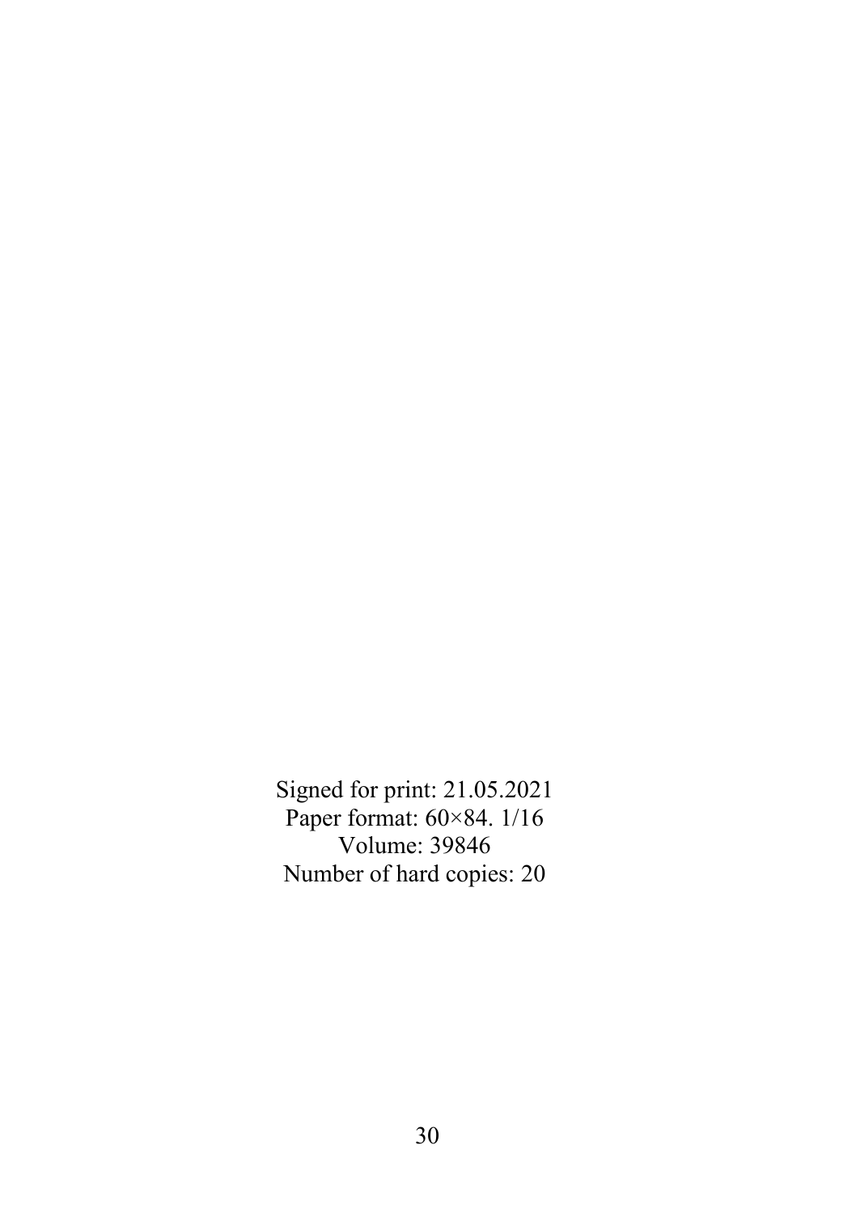Signed for print: 21.05.2021
Paper format: 60×84. 1/16
Volume: 39846
Number of hard copies: 20